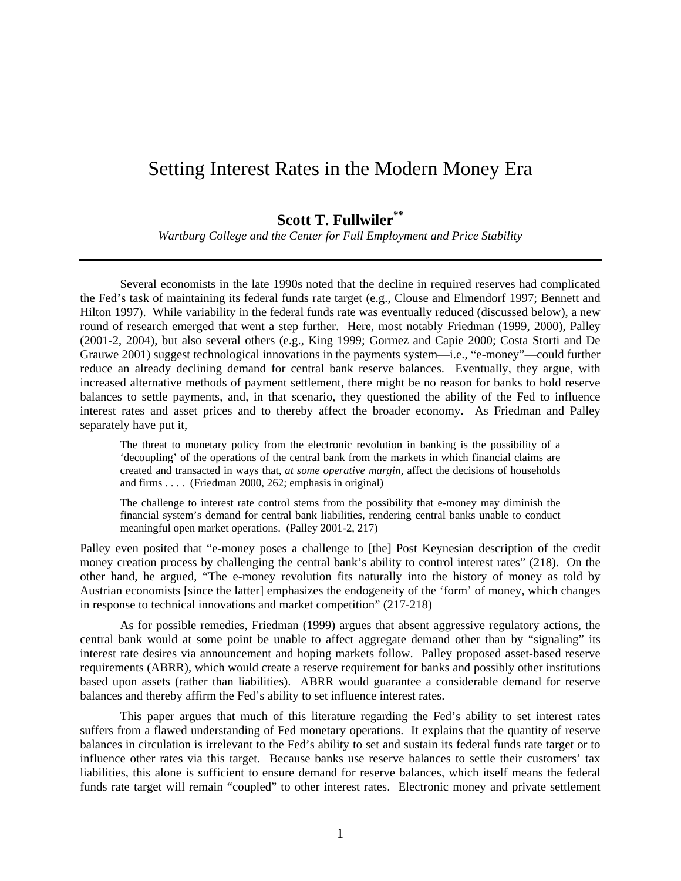# Setting Interest Rates in the Modern Money Era

**Scott T. Fullwiler**[**]

*Wartburg College and the Center for Full Employment and Price Stability*

---

Several economists in the late 1990s noted that the decline in required reserves had complicated the Fed's task of maintaining its federal funds rate target (e.g., Clouse and Elmendorf 1997; Bennett and Hilton 1997). While variability in the federal funds rate was eventually reduced (discussed below), a new round of research emerged that went a step further. Here, most notably Friedman (1999, 2000), Palley (2001-2, 2004), but also several others (e.g., King 1999; Gormez and Capie 2000; Costa Storti and De Grauwe 2001) suggest technological innovations in the payments system—i.e., "e-money"—could further reduce an already declining demand for central bank reserve balances. Eventually, they argue, with increased alternative methods of payment settlement, there might be no reason for banks to hold reserve balances to settle payments, and, in that scenario, they questioned the ability of the Fed to influence interest rates and asset prices and to thereby affect the broader economy. As Friedman and Palley separately have put it,

> The threat to monetary policy from the electronic revolution in banking is the possibility of a 'decoupling' of the operations of the central bank from the markets in which financial claims are created and transacted in ways that, *at some operative margin*, affect the decisions of households and firms . . . . (Friedman 2000, 262; emphasis in original)

> The challenge to interest rate control stems from the possibility that e-money may diminish the financial system's demand for central bank liabilities, rendering central banks unable to conduct meaningful open market operations. (Palley 2001-2, 217)

Palley even posited that "e-money poses a challenge to [the] Post Keynesian description of the credit money creation process by challenging the central bank's ability to control interest rates" (218). On the other hand, he argued, "The e-money revolution fits naturally into the history of money as told by Austrian economists [since the latter] emphasizes the endogeneity of the 'form' of money, which changes in response to technical innovations and market competition" (217-218)

As for possible remedies, Friedman (1999) argues that absent aggressive regulatory actions, the central bank would at some point be unable to affect aggregate demand other than by "signaling" its interest rate desires via announcement and hoping markets follow. Palley proposed asset-based reserve requirements (ABRR), which would create a reserve requirement for banks and possibly other institutions based upon assets (rather than liabilities). ABRR would guarantee a considerable demand for reserve balances and thereby affirm the Fed's ability to set influence interest rates.

This paper argues that much of this literature regarding the Fed's ability to set interest rates suffers from a flawed understanding of Fed monetary operations. It explains that the quantity of reserve balances in circulation is irrelevant to the Fed's ability to set and sustain its federal funds rate target or to influence other rates via this target. Because banks use reserve balances to settle their customers' tax liabilities, this alone is sufficient to ensure demand for reserve balances, which itself means the federal funds rate target will remain "coupled" to other interest rates. Electronic money and private settlement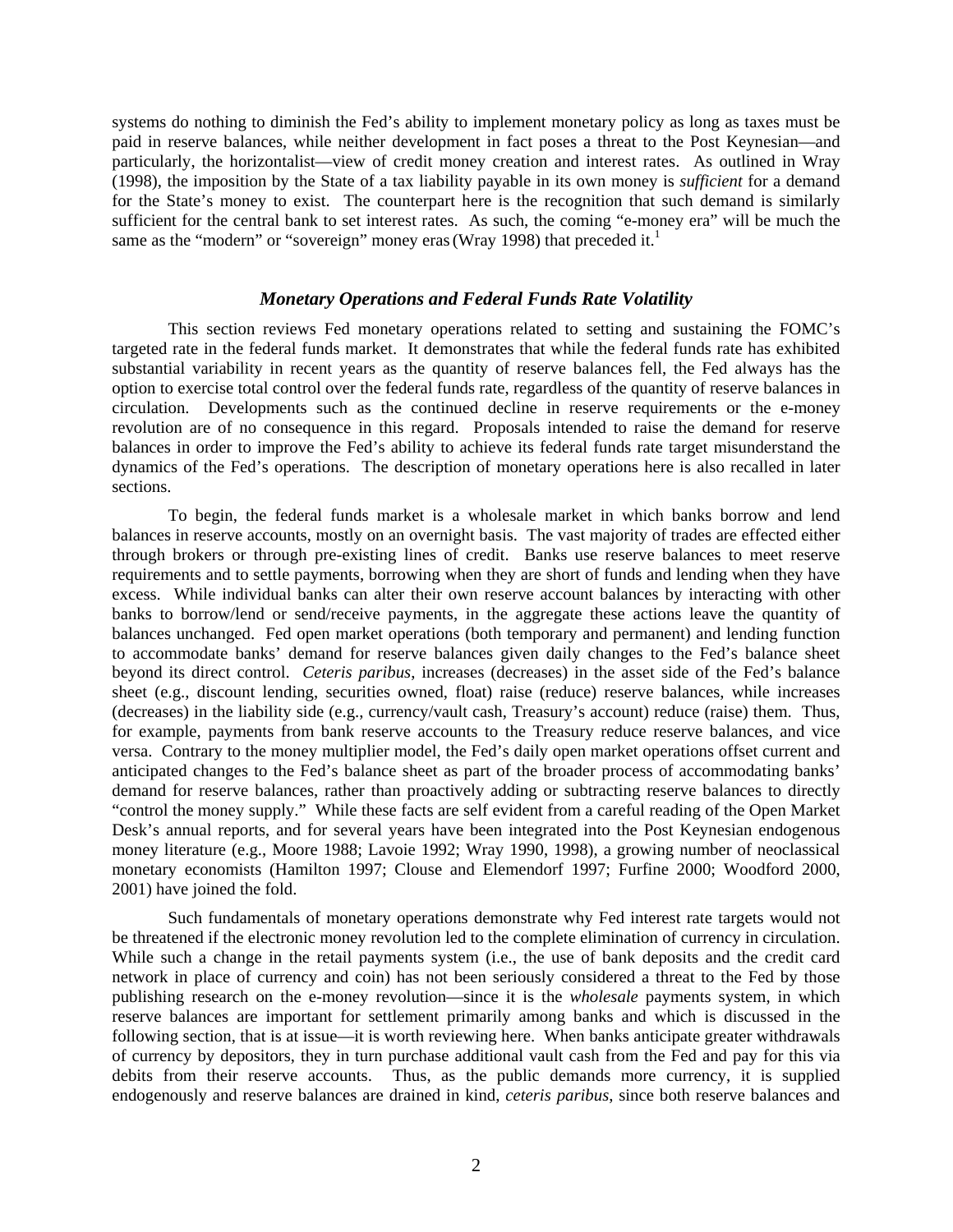systems do nothing to diminish the Fed's ability to implement monetary policy as long as taxes must be paid in reserve balances, while neither development in fact poses a threat to the Post Keynesian—and particularly, the horizontalist—view of credit money creation and interest rates. As outlined in Wray (1998), the imposition by the State of a tax liability payable in its own money is *sufficient* for a demand for the State's money to exist. The counterpart here is the recognition that such demand is similarly sufficient for the central bank to set interest rates. As such, the coming "e-money era" will be much the same as the "modern" or "sovereign" money eras (Wray 1998) that preceded it.[1]

### *Monetary Operations and Federal Funds Rate Volatility*

This section reviews Fed monetary operations related to setting and sustaining the FOMC's targeted rate in the federal funds market. It demonstrates that while the federal funds rate has exhibited substantial variability in recent years as the quantity of reserve balances fell, the Fed always has the option to exercise total control over the federal funds rate, regardless of the quantity of reserve balances in circulation. Developments such as the continued decline in reserve requirements or the e-money revolution are of no consequence in this regard. Proposals intended to raise the demand for reserve balances in order to improve the Fed's ability to achieve its federal funds rate target misunderstand the dynamics of the Fed's operations. The description of monetary operations here is also recalled in later sections.

To begin, the federal funds market is a wholesale market in which banks borrow and lend balances in reserve accounts, mostly on an overnight basis. The vast majority of trades are effected either through brokers or through pre-existing lines of credit. Banks use reserve balances to meet reserve requirements and to settle payments, borrowing when they are short of funds and lending when they have excess. While individual banks can alter their own reserve account balances by interacting with other banks to borrow/lend or send/receive payments, in the aggregate these actions leave the quantity of balances unchanged. Fed open market operations (both temporary and permanent) and lending function to accommodate banks' demand for reserve balances given daily changes to the Fed's balance sheet beyond its direct control. *Ceteris paribus*, increases (decreases) in the asset side of the Fed's balance sheet (e.g., discount lending, securities owned, float) raise (reduce) reserve balances, while increases (decreases) in the liability side (e.g., currency/vault cash, Treasury's account) reduce (raise) them. Thus, for example, payments from bank reserve accounts to the Treasury reduce reserve balances, and vice versa. Contrary to the money multiplier model, the Fed's daily open market operations offset current and anticipated changes to the Fed's balance sheet as part of the broader process of accommodating banks' demand for reserve balances, rather than proactively adding or subtracting reserve balances to directly "control the money supply." While these facts are self evident from a careful reading of the Open Market Desk's annual reports, and for several years have been integrated into the Post Keynesian endogenous money literature (e.g., Moore 1988; Lavoie 1992; Wray 1990, 1998), a growing number of neoclassical monetary economists (Hamilton 1997; Clouse and Elemendorf 1997; Furfine 2000; Woodford 2000, 2001) have joined the fold.

Such fundamentals of monetary operations demonstrate why Fed interest rate targets would not be threatened if the electronic money revolution led to the complete elimination of currency in circulation. While such a change in the retail payments system (i.e., the use of bank deposits and the credit card network in place of currency and coin) has not been seriously considered a threat to the Fed by those publishing research on the e-money revolution—since it is the *wholesale* payments system, in which reserve balances are important for settlement primarily among banks and which is discussed in the following section, that is at issue—it is worth reviewing here. When banks anticipate greater withdrawals of currency by depositors, they in turn purchase additional vault cash from the Fed and pay for this via debits from their reserve accounts. Thus, as the public demands more currency, it is supplied endogenously and reserve balances are drained in kind, *ceteris paribus*, since both reserve balances and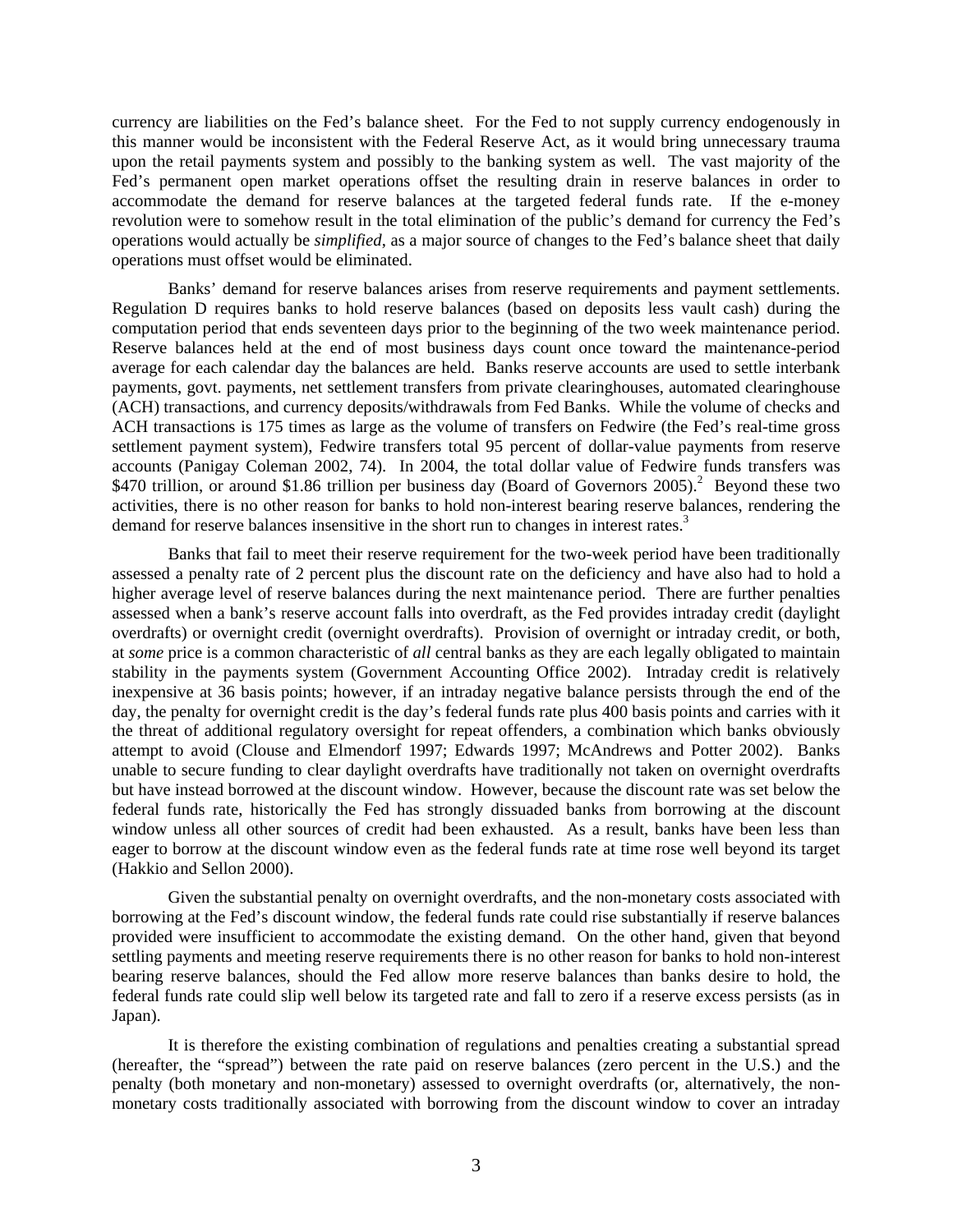currency are liabilities on the Fed's balance sheet. For the Fed to not supply currency endogenously in this manner would be inconsistent with the Federal Reserve Act, as it would bring unnecessary trauma upon the retail payments system and possibly to the banking system as well. The vast majority of the Fed's permanent open market operations offset the resulting drain in reserve balances in order to accommodate the demand for reserve balances at the targeted federal funds rate. If the e-money revolution were to somehow result in the total elimination of the public's demand for currency the Fed's operations would actually be *simplified*, as a major source of changes to the Fed's balance sheet that daily operations must offset would be eliminated.

Banks' demand for reserve balances arises from reserve requirements and payment settlements. Regulation D requires banks to hold reserve balances (based on deposits less vault cash) during the computation period that ends seventeen days prior to the beginning of the two week maintenance period. Reserve balances held at the end of most business days count once toward the maintenance-period average for each calendar day the balances are held. Banks reserve accounts are used to settle interbank payments, govt. payments, net settlement transfers from private clearinghouses, automated clearinghouse (ACH) transactions, and currency deposits/withdrawals from Fed Banks. While the volume of checks and ACH transactions is 175 times as large as the volume of transfers on Fedwire (the Fed's real-time gross settlement payment system), Fedwire transfers total 95 percent of dollar-value payments from reserve accounts (Panigay Coleman 2002, 74). In 2004, the total dollar value of Fedwire funds transfers was \$470 trillion, or around \$1.86 trillion per business day (Board of Governors 2005).[2] Beyond these two activities, there is no other reason for banks to hold non-interest bearing reserve balances, rendering the demand for reserve balances insensitive in the short run to changes in interest rates.[3]

Banks that fail to meet their reserve requirement for the two-week period have been traditionally assessed a penalty rate of 2 percent plus the discount rate on the deficiency and have also had to hold a higher average level of reserve balances during the next maintenance period. There are further penalties assessed when a bank's reserve account falls into overdraft, as the Fed provides intraday credit (daylight overdrafts) or overnight credit (overnight overdrafts). Provision of overnight or intraday credit, or both, at *some* price is a common characteristic of *all* central banks as they are each legally obligated to maintain stability in the payments system (Government Accounting Office 2002). Intraday credit is relatively inexpensive at 36 basis points; however, if an intraday negative balance persists through the end of the day, the penalty for overnight credit is the day's federal funds rate plus 400 basis points and carries with it the threat of additional regulatory oversight for repeat offenders, a combination which banks obviously attempt to avoid (Clouse and Elmendorf 1997; Edwards 1997; McAndrews and Potter 2002). Banks unable to secure funding to clear daylight overdrafts have traditionally not taken on overnight overdrafts but have instead borrowed at the discount window. However, because the discount rate was set below the federal funds rate, historically the Fed has strongly dissuaded banks from borrowing at the discount window unless all other sources of credit had been exhausted. As a result, banks have been less than eager to borrow at the discount window even as the federal funds rate at time rose well beyond its target (Hakkio and Sellon 2000).

Given the substantial penalty on overnight overdrafts, and the non-monetary costs associated with borrowing at the Fed's discount window, the federal funds rate could rise substantially if reserve balances provided were insufficient to accommodate the existing demand. On the other hand, given that beyond settling payments and meeting reserve requirements there is no other reason for banks to hold non-interest bearing reserve balances, should the Fed allow more reserve balances than banks desire to hold, the federal funds rate could slip well below its targeted rate and fall to zero if a reserve excess persists (as in Japan).

It is therefore the existing combination of regulations and penalties creating a substantial spread (hereafter, the "spread") between the rate paid on reserve balances (zero percent in the U.S.) and the penalty (both monetary and non-monetary) assessed to overnight overdrafts (or, alternatively, the non-monetary costs traditionally associated with borrowing from the discount window to cover an intraday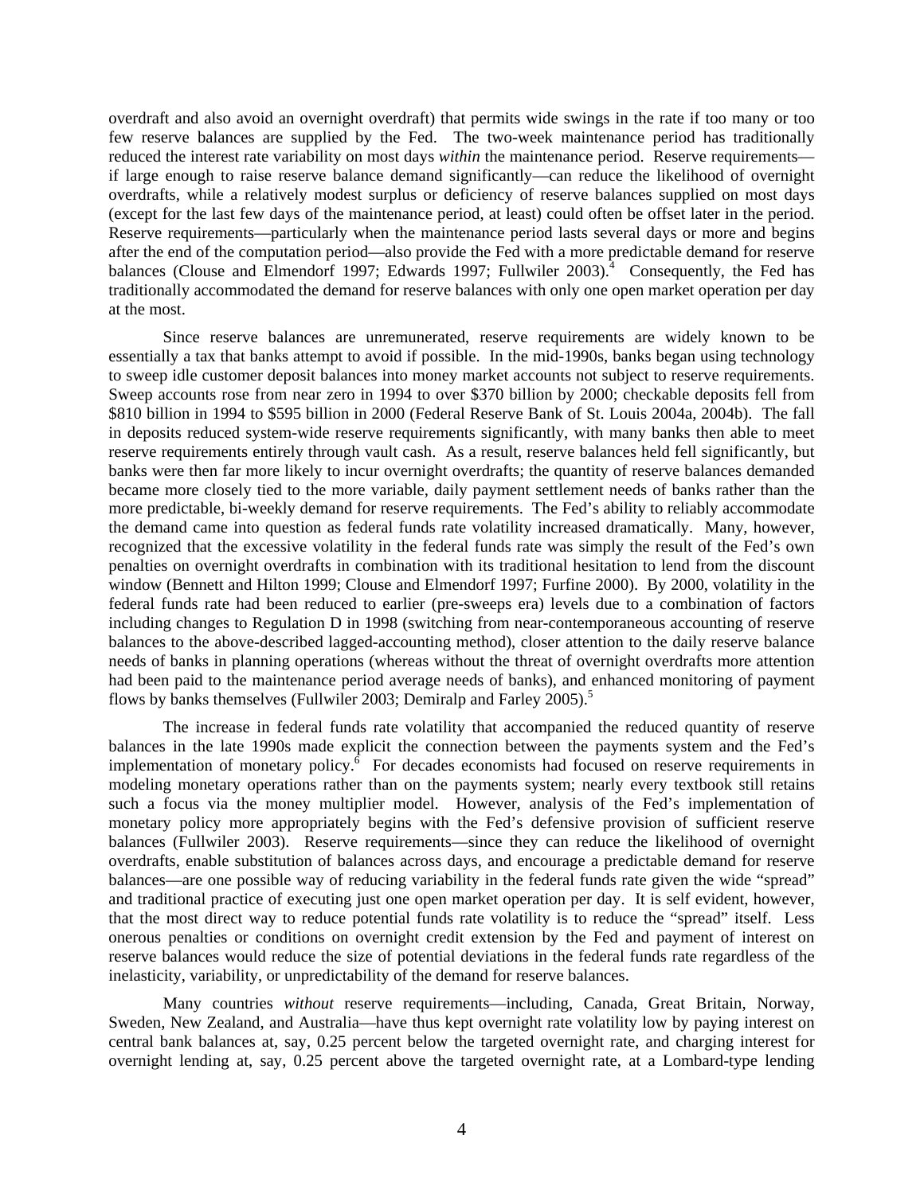overdraft and also avoid an overnight overdraft) that permits wide swings in the rate if too many or too few reserve balances are supplied by the Fed. The two-week maintenance period has traditionally reduced the interest rate variability on most days *within* the maintenance period. Reserve requirements—if large enough to raise reserve balance demand significantly—can reduce the likelihood of overnight overdrafts, while a relatively modest surplus or deficiency of reserve balances supplied on most days (except for the last few days of the maintenance period, at least) could often be offset later in the period. Reserve requirements—particularly when the maintenance period lasts several days or more and begins after the end of the computation period—also provide the Fed with a more predictable demand for reserve balances (Clouse and Elmendorf 1997; Edwards 1997; Fullwiler 2003).[4] Consequently, the Fed has traditionally accommodated the demand for reserve balances with only one open market operation per day at the most.

Since reserve balances are unremunerated, reserve requirements are widely known to be essentially a tax that banks attempt to avoid if possible. In the mid-1990s, banks began using technology to sweep idle customer deposit balances into money market accounts not subject to reserve requirements. Sweep accounts rose from near zero in 1994 to over \$370 billion by 2000; checkable deposits fell from \$810 billion in 1994 to \$595 billion in 2000 (Federal Reserve Bank of St. Louis 2004a, 2004b). The fall in deposits reduced system-wide reserve requirements significantly, with many banks then able to meet reserve requirements entirely through vault cash. As a result, reserve balances held fell significantly, but banks were then far more likely to incur overnight overdrafts; the quantity of reserve balances demanded became more closely tied to the more variable, daily payment settlement needs of banks rather than the more predictable, bi-weekly demand for reserve requirements. The Fed's ability to reliably accommodate the demand came into question as federal funds rate volatility increased dramatically. Many, however, recognized that the excessive volatility in the federal funds rate was simply the result of the Fed's own penalties on overnight overdrafts in combination with its traditional hesitation to lend from the discount window (Bennett and Hilton 1999; Clouse and Elmendorf 1997; Furfine 2000). By 2000, volatility in the federal funds rate had been reduced to earlier (pre-sweeps era) levels due to a combination of factors including changes to Regulation D in 1998 (switching from near-contemporaneous accounting of reserve balances to the above-described lagged-accounting method), closer attention to the daily reserve balance needs of banks in planning operations (whereas without the threat of overnight overdrafts more attention had been paid to the maintenance period average needs of banks), and enhanced monitoring of payment flows by banks themselves (Fullwiler 2003; Demiralp and Farley 2005).[5]

The increase in federal funds rate volatility that accompanied the reduced quantity of reserve balances in the late 1990s made explicit the connection between the payments system and the Fed's implementation of monetary policy.[6] For decades economists had focused on reserve requirements in modeling monetary operations rather than on the payments system; nearly every textbook still retains such a focus via the money multiplier model. However, analysis of the Fed's implementation of monetary policy more appropriately begins with the Fed's defensive provision of sufficient reserve balances (Fullwiler 2003). Reserve requirements—since they can reduce the likelihood of overnight overdrafts, enable substitution of balances across days, and encourage a predictable demand for reserve balances—are one possible way of reducing variability in the federal funds rate given the wide "spread" and traditional practice of executing just one open market operation per day. It is self evident, however, that the most direct way to reduce potential funds rate volatility is to reduce the "spread" itself. Less onerous penalties or conditions on overnight credit extension by the Fed and payment of interest on reserve balances would reduce the size of potential deviations in the federal funds rate regardless of the inelasticity, variability, or unpredictability of the demand for reserve balances.

Many countries *without* reserve requirements—including, Canada, Great Britain, Norway, Sweden, New Zealand, and Australia—have thus kept overnight rate volatility low by paying interest on central bank balances at, say, 0.25 percent below the targeted overnight rate, and charging interest for overnight lending at, say, 0.25 percent above the targeted overnight rate, at a Lombard-type lending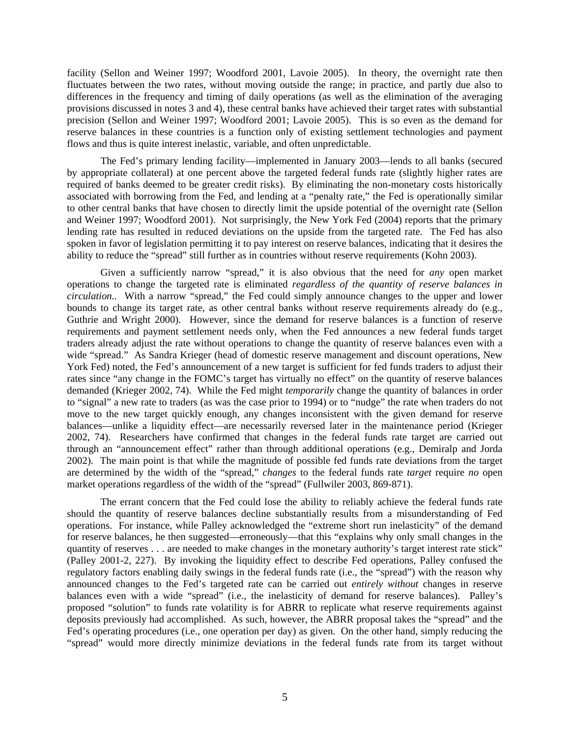facility (Sellon and Weiner 1997; Woodford 2001, Lavoie 2005). In theory, the overnight rate then fluctuates between the two rates, without moving outside the range; in practice, and partly due also to differences in the frequency and timing of daily operations (as well as the elimination of the averaging provisions discussed in notes 3 and 4), these central banks have achieved their target rates with substantial precision (Sellon and Weiner 1997; Woodford 2001; Lavoie 2005). This is so even as the demand for reserve balances in these countries is a function only of existing settlement technologies and payment flows and thus is quite interest inelastic, variable, and often unpredictable.

The Fed's primary lending facility—implemented in January 2003—lends to all banks (secured by appropriate collateral) at one percent above the targeted federal funds rate (slightly higher rates are required of banks deemed to be greater credit risks). By eliminating the non-monetary costs historically associated with borrowing from the Fed, and lending at a "penalty rate," the Fed is operationally similar to other central banks that have chosen to directly limit the upside potential of the overnight rate (Sellon and Weiner 1997; Woodford 2001). Not surprisingly, the New York Fed (2004) reports that the primary lending rate has resulted in reduced deviations on the upside from the targeted rate. The Fed has also spoken in favor of legislation permitting it to pay interest on reserve balances, indicating that it desires the ability to reduce the "spread" still further as in countries without reserve requirements (Kohn 2003).

Given a sufficiently narrow "spread," it is also obvious that the need for *any* open market operations to change the targeted rate is eliminated *regardless of the quantity of reserve balances in circulation.*. With a narrow "spread," the Fed could simply announce changes to the upper and lower bounds to change its target rate, as other central banks without reserve requirements already do (e.g., Guthrie and Wright 2000). However, since the demand for reserve balances is a function of reserve requirements and payment settlement needs only, when the Fed announces a new federal funds target traders already adjust the rate without operations to change the quantity of reserve balances even with a wide "spread." As Sandra Krieger (head of domestic reserve management and discount operations, New York Fed) noted, the Fed's announcement of a new target is sufficient for fed funds traders to adjust their rates since "any change in the FOMC's target has virtually no effect" on the quantity of reserve balances demanded (Krieger 2002, 74). While the Fed might *temporarily* change the quantity of balances in order to "signal" a new rate to traders (as was the case prior to 1994) or to "nudge" the rate when traders do not move to the new target quickly enough, any changes inconsistent with the given demand for reserve balances—unlike a liquidity effect—are necessarily reversed later in the maintenance period (Krieger 2002, 74). Researchers have confirmed that changes in the federal funds rate target are carried out through an "announcement effect" rather than through additional operations (e.g., Demiralp and Jorda 2002). The main point is that while the magnitude of possible fed funds rate deviations from the target are determined by the width of the "spread," *changes* to the federal funds rate *target* require *no* open market operations regardless of the width of the "spread" (Fullwiler 2003, 869-871).

The errant concern that the Fed could lose the ability to reliably achieve the federal funds rate should the quantity of reserve balances decline substantially results from a misunderstanding of Fed operations. For instance, while Palley acknowledged the "extreme short run inelasticity" of the demand for reserve balances, he then suggested—erroneously—that this "explains why only small changes in the quantity of reserves . . . are needed to make changes in the monetary authority's target interest rate stick" (Palley 2001-2, 227). By invoking the liquidity effect to describe Fed operations, Palley confused the regulatory factors enabling daily swings in the federal funds rate (i.e., the "spread") with the reason why announced changes to the Fed's targeted rate can be carried out *entirely without* changes in reserve balances even with a wide "spread" (i.e., the inelasticity of demand for reserve balances). Palley's proposed "solution" to funds rate volatility is for ABRR to replicate what reserve requirements against deposits previously had accomplished. As such, however, the ABRR proposal takes the "spread" and the Fed's operating procedures (i.e., one operation per day) as given. On the other hand, simply reducing the "spread" would more directly minimize deviations in the federal funds rate from its target without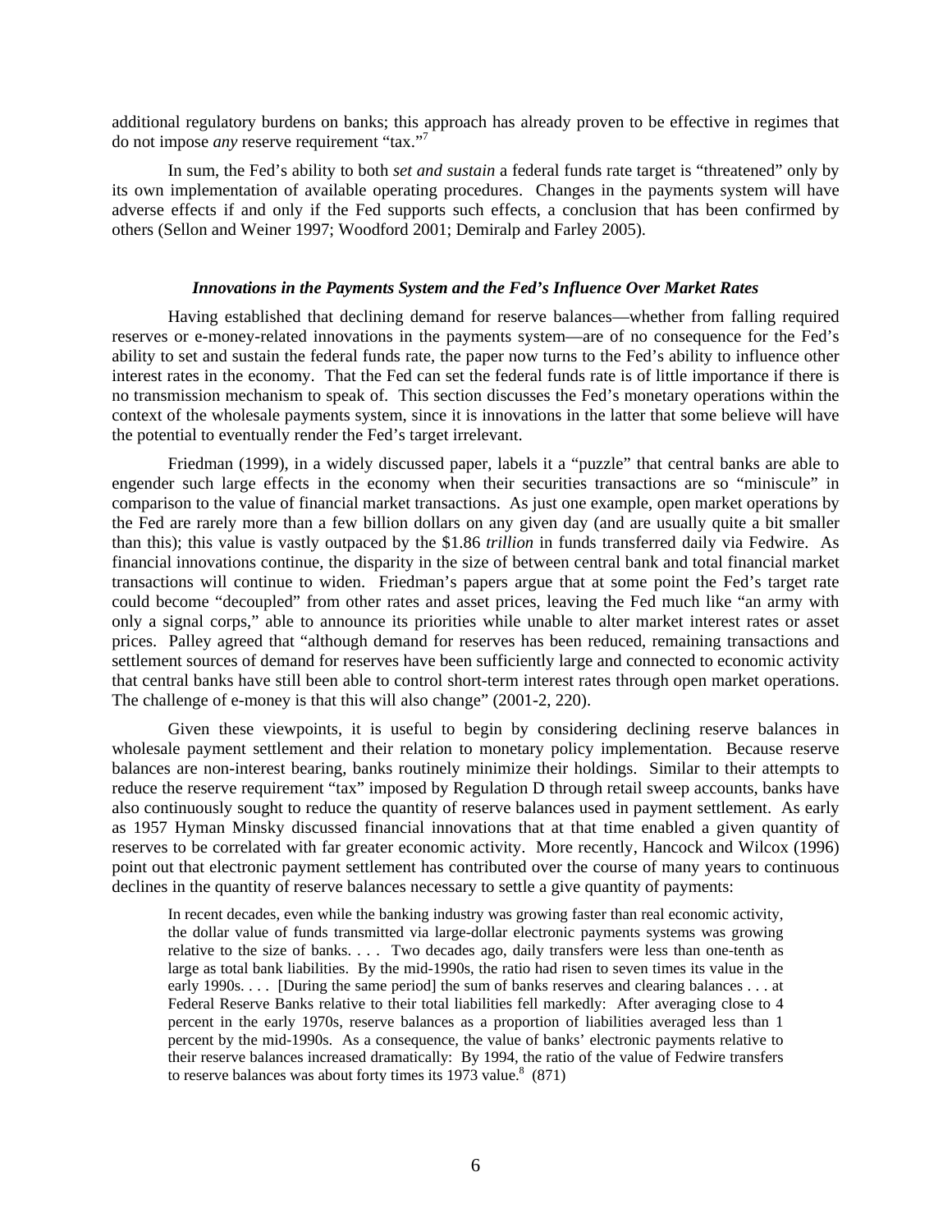additional regulatory burdens on banks; this approach has already proven to be effective in regimes that do not impose *any* reserve requirement "tax."[7]

In sum, the Fed's ability to both *set and sustain* a federal funds rate target is "threatened" only by its own implementation of available operating procedures. Changes in the payments system will have adverse effects if and only if the Fed supports such effects, a conclusion that has been confirmed by others (Sellon and Weiner 1997; Woodford 2001; Demiralp and Farley 2005).

### *Innovations in the Payments System and the Fed's Influence Over Market Rates*

Having established that declining demand for reserve balances—whether from falling required reserves or e-money-related innovations in the payments system—are of no consequence for the Fed's ability to set and sustain the federal funds rate, the paper now turns to the Fed's ability to influence other interest rates in the economy. That the Fed can set the federal funds rate is of little importance if there is no transmission mechanism to speak of. This section discusses the Fed's monetary operations within the context of the wholesale payments system, since it is innovations in the latter that some believe will have the potential to eventually render the Fed's target irrelevant.

Friedman (1999), in a widely discussed paper, labels it a "puzzle" that central banks are able to engender such large effects in the economy when their securities transactions are so "miniscule" in comparison to the value of financial market transactions. As just one example, open market operations by the Fed are rarely more than a few billion dollars on any given day (and are usually quite a bit smaller than this); this value is vastly outpaced by the $1.86 *trillion* in funds transferred daily via Fedwire. As financial innovations continue, the disparity in the size of between central bank and total financial market transactions will continue to widen. Friedman's papers argue that at some point the Fed's target rate could become "decoupled" from other rates and asset prices, leaving the Fed much like "an army with only a signal corps," able to announce its priorities while unable to alter market interest rates or asset prices. Palley agreed that "although demand for reserves has been reduced, remaining transactions and settlement sources of demand for reserves have been sufficiently large and connected to economic activity that central banks have still been able to control short-term interest rates through open market operations. The challenge of e-money is that this will also change" (2001-2, 220).

Given these viewpoints, it is useful to begin by considering declining reserve balances in wholesale payment settlement and their relation to monetary policy implementation. Because reserve balances are non-interest bearing, banks routinely minimize their holdings. Similar to their attempts to reduce the reserve requirement "tax" imposed by Regulation D through retail sweep accounts, banks have also continuously sought to reduce the quantity of reserve balances used in payment settlement. As early as 1957 Hyman Minsky discussed financial innovations that at that time enabled a given quantity of reserves to be correlated with far greater economic activity. More recently, Hancock and Wilcox (1996) point out that electronic payment settlement has contributed over the course of many years to continuous declines in the quantity of reserve balances necessary to settle a give quantity of payments:

> In recent decades, even while the banking industry was growing faster than real economic activity, the dollar value of funds transmitted via large-dollar electronic payments systems was growing relative to the size of banks. . . . Two decades ago, daily transfers were less than one-tenth as large as total bank liabilities. By the mid-1990s, the ratio had risen to seven times its value in the early 1990s. . . . [During the same period] the sum of banks reserves and clearing balances . . . at Federal Reserve Banks relative to their total liabilities fell markedly: After averaging close to 4 percent in the early 1970s, reserve balances as a proportion of liabilities averaged less than 1 percent by the mid-1990s. As a consequence, the value of banks' electronic payments relative to their reserve balances increased dramatically: By 1994, the ratio of the value of Fedwire transfers to reserve balances was about forty times its 1973 value.[8] (871)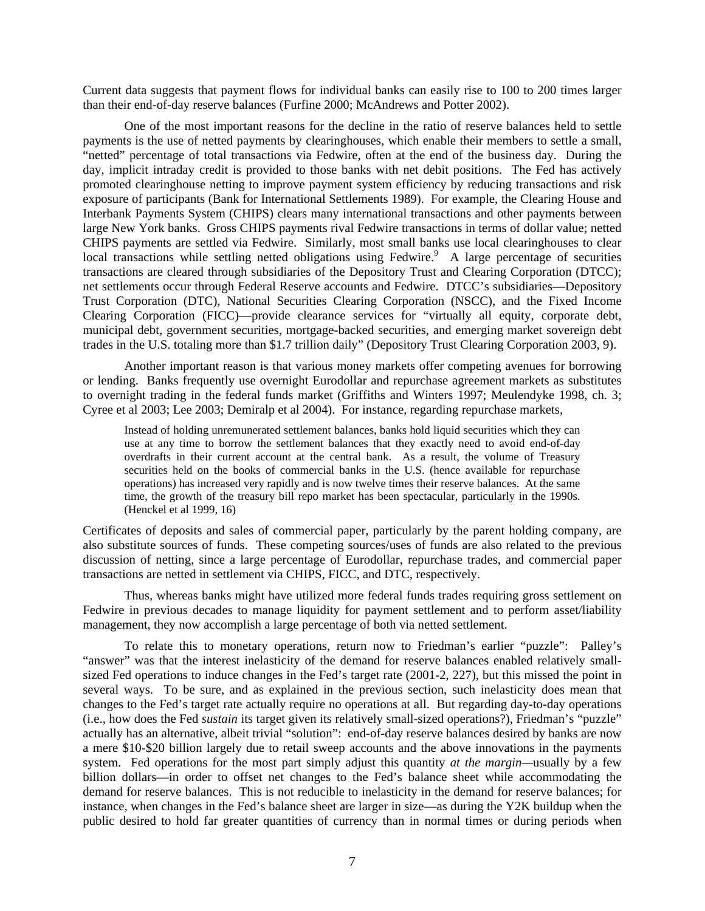Current data suggests that payment flows for individual banks can easily rise to 100 to 200 times larger than their end-of-day reserve balances (Furfine 2000; McAndrews and Potter 2002).

One of the most important reasons for the decline in the ratio of reserve balances held to settle payments is the use of netted payments by clearinghouses, which enable their members to settle a small, "netted" percentage of total transactions via Fedwire, often at the end of the business day. During the day, implicit intraday credit is provided to those banks with net debit positions. The Fed has actively promoted clearinghouse netting to improve payment system efficiency by reducing transactions and risk exposure of participants (Bank for International Settlements 1989). For example, the Clearing House and Interbank Payments System (CHIPS) clears many international transactions and other payments between large New York banks. Gross CHIPS payments rival Fedwire transactions in terms of dollar value; netted CHIPS payments are settled via Fedwire. Similarly, most small banks use local clearinghouses to clear local transactions while settling netted obligations using Fedwire.[9] A large percentage of securities transactions are cleared through subsidiaries of the Depository Trust and Clearing Corporation (DTCC); net settlements occur through Federal Reserve accounts and Fedwire. DTCC's subsidiaries—Depository Trust Corporation (DTC), National Securities Clearing Corporation (NSCC), and the Fixed Income Clearing Corporation (FICC)—provide clearance services for "virtually all equity, corporate debt, municipal debt, government securities, mortgage-backed securities, and emerging market sovereign debt trades in the U.S. totaling more than $1.7 trillion daily" (Depository Trust Clearing Corporation 2003, 9).

Another important reason is that various money markets offer competing avenues for borrowing or lending. Banks frequently use overnight Eurodollar and repurchase agreement markets as substitutes to overnight trading in the federal funds market (Griffiths and Winters 1997; Meulendyke 1998, ch. 3; Cyree et al 2003; Lee 2003; Demiralp et al 2004). For instance, regarding repurchase markets,

> Instead of holding unremunerated settlement balances, banks hold liquid securities which they can use at any time to borrow the settlement balances that they exactly need to avoid end-of-day overdrafts in their current account at the central bank. As a result, the volume of Treasury securities held on the books of commercial banks in the U.S. (hence available for repurchase operations) has increased very rapidly and is now twelve times their reserve balances. At the same time, the growth of the treasury bill repo market has been spectacular, particularly in the 1990s. (Henckel et al 1999, 16)

Certificates of deposits and sales of commercial paper, particularly by the parent holding company, are also substitute sources of funds. These competing sources/uses of funds are also related to the previous discussion of netting, since a large percentage of Eurodollar, repurchase trades, and commercial paper transactions are netted in settlement via CHIPS, FICC, and DTC, respectively.

Thus, whereas banks might have utilized more federal funds trades requiring gross settlement on Fedwire in previous decades to manage liquidity for payment settlement and to perform asset/liability management, they now accomplish a large percentage of both via netted settlement.

To relate this to monetary operations, return now to Friedman's earlier "puzzle": Palley's "answer" was that the interest inelasticity of the demand for reserve balances enabled relatively small-sized Fed operations to induce changes in the Fed's target rate (2001-2, 227), but this missed the point in several ways. To be sure, and as explained in the previous section, such inelasticity does mean that changes to the Fed's target rate actually require no operations at all. But regarding day-to-day operations (i.e., how does the Fed *sustain* its target given its relatively small-sized operations?), Friedman's "puzzle" actually has an alternative, albeit trivial "solution": end-of-day reserve balances desired by banks are now a mere $10-$20 billion largely due to retail sweep accounts and the above innovations in the payments system. Fed operations for the most part simply adjust this quantity *at the margin*—usually by a few billion dollars—in order to offset net changes to the Fed's balance sheet while accommodating the demand for reserve balances. This is not reducible to inelasticity in the demand for reserve balances; for instance, when changes in the Fed's balance sheet are larger in size—as during the Y2K buildup when the public desired to hold far greater quantities of currency than in normal times or during periods when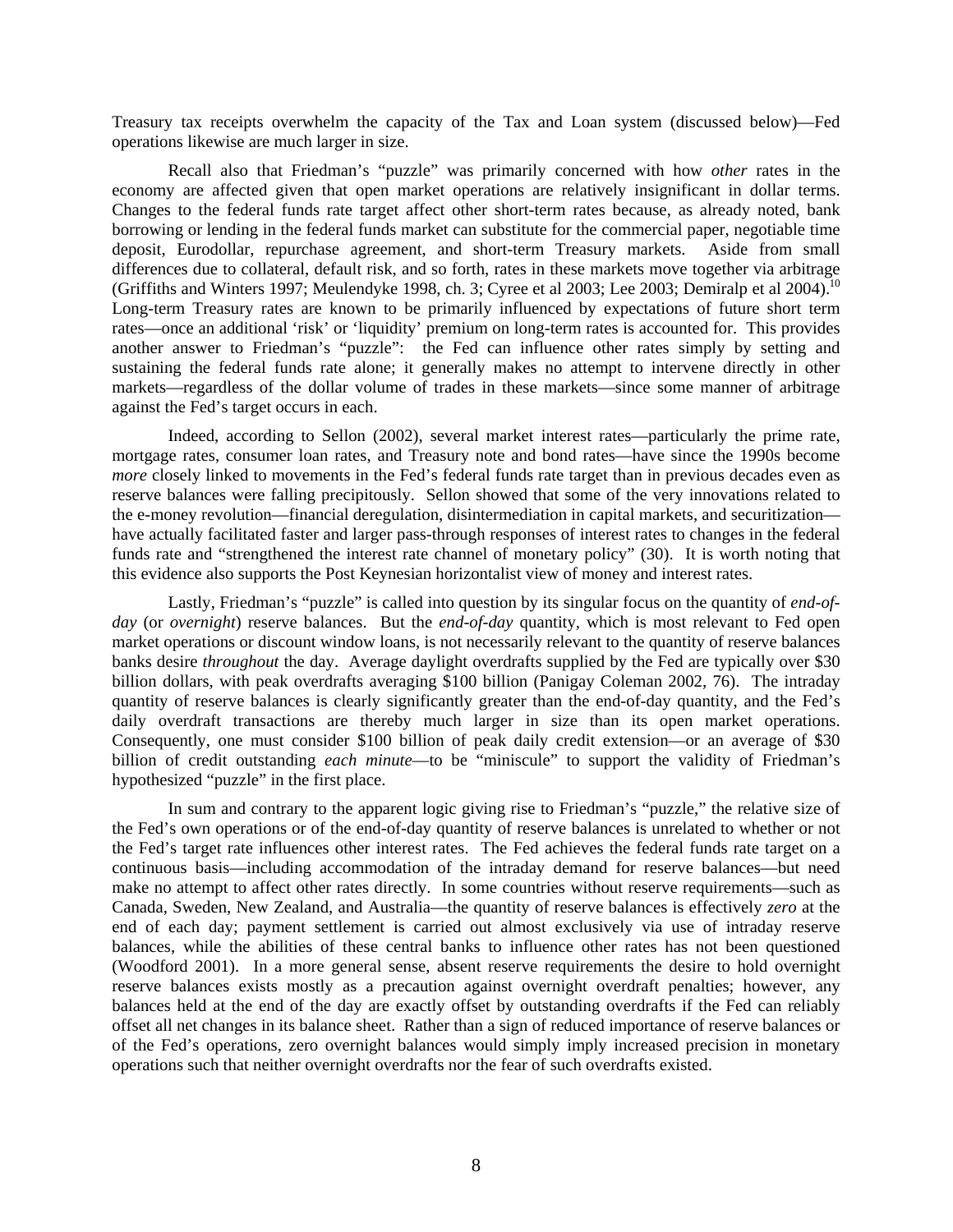Treasury tax receipts overwhelm the capacity of the Tax and Loan system (discussed below)—Fed operations likewise are much larger in size.

Recall also that Friedman's "puzzle" was primarily concerned with how *other* rates in the economy are affected given that open market operations are relatively insignificant in dollar terms. Changes to the federal funds rate target affect other short-term rates because, as already noted, bank borrowing or lending in the federal funds market can substitute for the commercial paper, negotiable time deposit, Eurodollar, repurchase agreement, and short-term Treasury markets. Aside from small differences due to collateral, default risk, and so forth, rates in these markets move together via arbitrage (Griffiths and Winters 1997; Meulendyke 1998, ch. 3; Cyree et al 2003; Lee 2003; Demiralp et al 2004).[10] Long-term Treasury rates are known to be primarily influenced by expectations of future short term rates—once an additional 'risk' or 'liquidity' premium on long-term rates is accounted for. This provides another answer to Friedman's "puzzle": the Fed can influence other rates simply by setting and sustaining the federal funds rate alone; it generally makes no attempt to intervene directly in other markets—regardless of the dollar volume of trades in these markets—since some manner of arbitrage against the Fed's target occurs in each.

Indeed, according to Sellon (2002), several market interest rates—particularly the prime rate, mortgage rates, consumer loan rates, and Treasury note and bond rates—have since the 1990s become *more* closely linked to movements in the Fed's federal funds rate target than in previous decades even as reserve balances were falling precipitously. Sellon showed that some of the very innovations related to the e-money revolution—financial deregulation, disintermediation in capital markets, and securitization—have actually facilitated faster and larger pass-through responses of interest rates to changes in the federal funds rate and "strengthened the interest rate channel of monetary policy" (30). It is worth noting that this evidence also supports the Post Keynesian horizontalist view of money and interest rates.

Lastly, Friedman's "puzzle" is called into question by its singular focus on the quantity of *end-of-day* (or *overnight*) reserve balances. But the *end-of-day* quantity, which is most relevant to Fed open market operations or discount window loans, is not necessarily relevant to the quantity of reserve balances banks desire *throughout* the day. Average daylight overdrafts supplied by the Fed are typically over \$30 billion dollars, with peak overdrafts averaging \$100 billion (Panigay Coleman 2002, 76). The intraday quantity of reserve balances is clearly significantly greater than the end-of-day quantity, and the Fed's daily overdraft transactions are thereby much larger in size than its open market operations. Consequently, one must consider \$100 billion of peak daily credit extension—or an average of \$30 billion of credit outstanding *each minute*—to be "miniscule" to support the validity of Friedman's hypothesized "puzzle" in the first place.

In sum and contrary to the apparent logic giving rise to Friedman's "puzzle," the relative size of the Fed's own operations or of the end-of-day quantity of reserve balances is unrelated to whether or not the Fed's target rate influences other interest rates. The Fed achieves the federal funds rate target on a continuous basis—including accommodation of the intraday demand for reserve balances—but need make no attempt to affect other rates directly. In some countries without reserve requirements—such as Canada, Sweden, New Zealand, and Australia—the quantity of reserve balances is effectively *zero* at the end of each day; payment settlement is carried out almost exclusively via use of intraday reserve balances, while the abilities of these central banks to influence other rates has not been questioned (Woodford 2001). In a more general sense, absent reserve requirements the desire to hold overnight reserve balances exists mostly as a precaution against overnight overdraft penalties; however, any balances held at the end of the day are exactly offset by outstanding overdrafts if the Fed can reliably offset all net changes in its balance sheet. Rather than a sign of reduced importance of reserve balances or of the Fed's operations, zero overnight balances would simply imply increased precision in monetary operations such that neither overnight overdrafts nor the fear of such overdrafts existed.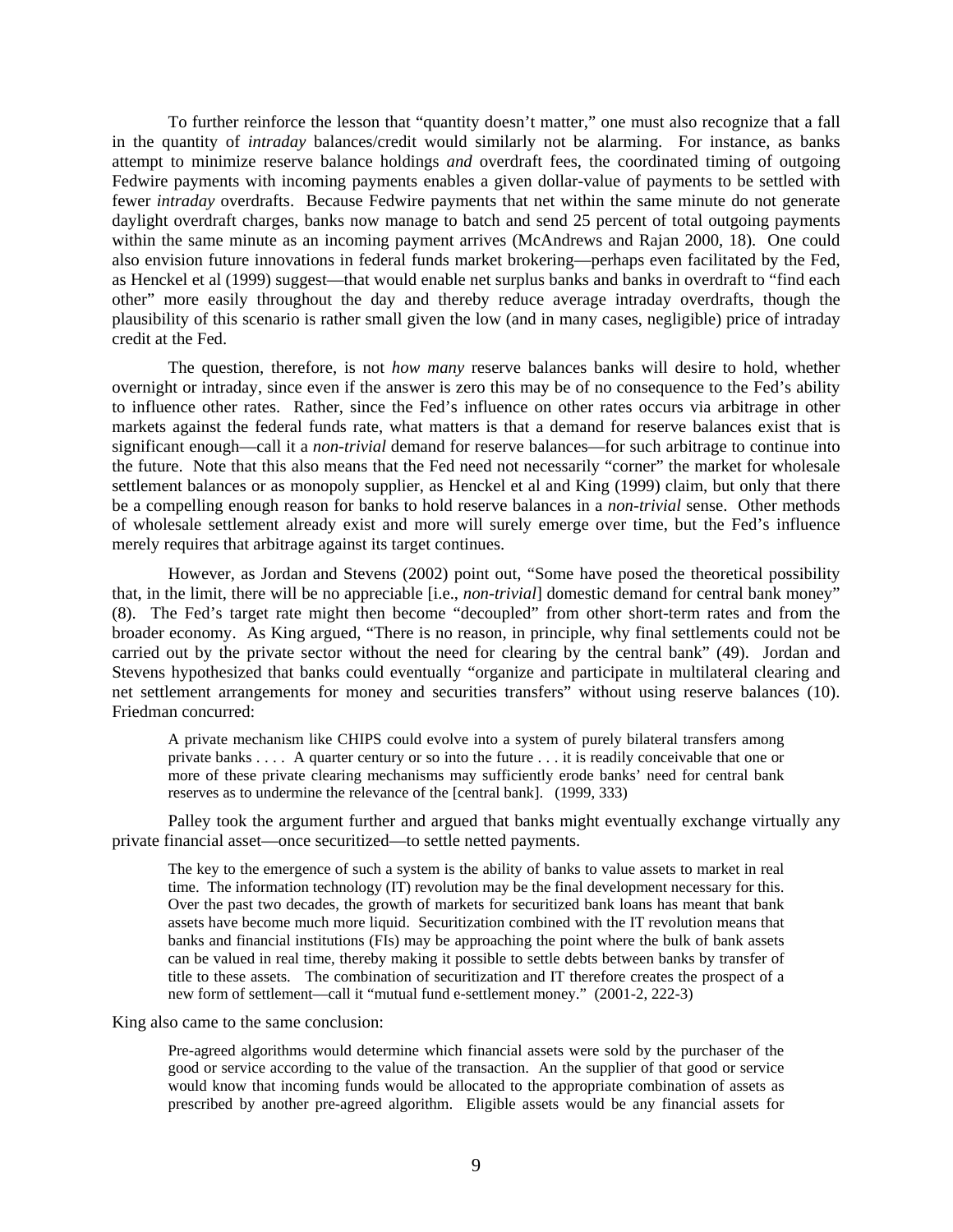To further reinforce the lesson that "quantity doesn't matter," one must also recognize that a fall in the quantity of *intraday* balances/credit would similarly not be alarming. For instance, as banks attempt to minimize reserve balance holdings *and* overdraft fees, the coordinated timing of outgoing Fedwire payments with incoming payments enables a given dollar-value of payments to be settled with fewer *intraday* overdrafts. Because Fedwire payments that net within the same minute do not generate daylight overdraft charges, banks now manage to batch and send 25 percent of total outgoing payments within the same minute as an incoming payment arrives (McAndrews and Rajan 2000, 18). One could also envision future innovations in federal funds market brokering—perhaps even facilitated by the Fed, as Henckel et al (1999) suggest—that would enable net surplus banks and banks in overdraft to "find each other" more easily throughout the day and thereby reduce average intraday overdrafts, though the plausibility of this scenario is rather small given the low (and in many cases, negligible) price of intraday credit at the Fed.

The question, therefore, is not *how many* reserve balances banks will desire to hold, whether overnight or intraday, since even if the answer is zero this may be of no consequence to the Fed's ability to influence other rates. Rather, since the Fed's influence on other rates occurs via arbitrage in other markets against the federal funds rate, what matters is that a demand for reserve balances exist that is significant enough—call it a *non-trivial* demand for reserve balances—for such arbitrage to continue into the future. Note that this also means that the Fed need not necessarily "corner" the market for wholesale settlement balances or as monopoly supplier, as Henckel et al and King (1999) claim, but only that there be a compelling enough reason for banks to hold reserve balances in a *non-trivial* sense. Other methods of wholesale settlement already exist and more will surely emerge over time, but the Fed's influence merely requires that arbitrage against its target continues.

However, as Jordan and Stevens (2002) point out, "Some have posed the theoretical possibility that, in the limit, there will be no appreciable [i.e., *non-trivial*] domestic demand for central bank money" (8). The Fed's target rate might then become "decoupled" from other short-term rates and from the broader economy. As King argued, "There is no reason, in principle, why final settlements could not be carried out by the private sector without the need for clearing by the central bank" (49). Jordan and Stevens hypothesized that banks could eventually "organize and participate in multilateral clearing and net settlement arrangements for money and securities transfers" without using reserve balances (10). Friedman concurred:

> A private mechanism like CHIPS could evolve into a system of purely bilateral transfers among private banks . . . . A quarter century or so into the future . . . it is readily conceivable that one or more of these private clearing mechanisms may sufficiently erode banks' need for central bank reserves as to undermine the relevance of the [central bank]. (1999, 333)

Palley took the argument further and argued that banks might eventually exchange virtually any private financial asset—once securitized—to settle netted payments.

> The key to the emergence of such a system is the ability of banks to value assets to market in real time. The information technology (IT) revolution may be the final development necessary for this. Over the past two decades, the growth of markets for securitized bank loans has meant that bank assets have become much more liquid. Securitization combined with the IT revolution means that banks and financial institutions (FIs) may be approaching the point where the bulk of bank assets can be valued in real time, thereby making it possible to settle debts between banks by transfer of title to these assets. The combination of securitization and IT therefore creates the prospect of a new form of settlement—call it "mutual fund e-settlement money." (2001-2, 222-3)

King also came to the same conclusion:

> Pre-agreed algorithms would determine which financial assets were sold by the purchaser of the good or service according to the value of the transaction. An the supplier of that good or service would know that incoming funds would be allocated to the appropriate combination of assets as prescribed by another pre-agreed algorithm. Eligible assets would be any financial assets for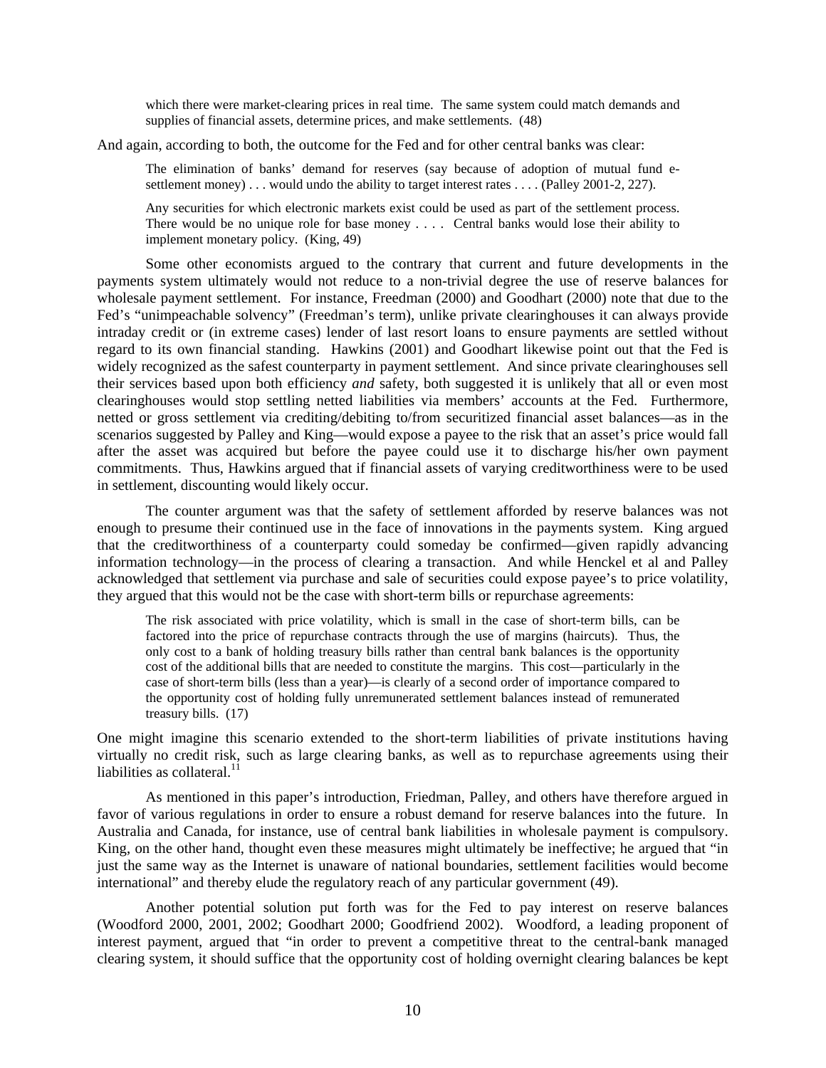> which there were market-clearing prices in real time. The same system could match demands and supplies of financial assets, determine prices, and make settlements. (48)

And again, according to both, the outcome for the Fed and for other central banks was clear:

> The elimination of banks' demand for reserves (say because of adoption of mutual fund e-settlement money) . . . would undo the ability to target interest rates . . . . (Palley 2001-2, 227).
>
> Any securities for which electronic markets exist could be used as part of the settlement process. There would be no unique role for base money . . . . Central banks would lose their ability to implement monetary policy. (King, 49)

Some other economists argued to the contrary that current and future developments in the payments system ultimately would not reduce to a non-trivial degree the use of reserve balances for wholesale payment settlement. For instance, Freedman (2000) and Goodhart (2000) note that due to the Fed's "unimpeachable solvency" (Freedman's term), unlike private clearinghouses it can always provide intraday credit or (in extreme cases) lender of last resort loans to ensure payments are settled without regard to its own financial standing. Hawkins (2001) and Goodhart likewise point out that the Fed is widely recognized as the safest counterparty in payment settlement. And since private clearinghouses sell their services based upon both efficiency *and* safety, both suggested it is unlikely that all or even most clearinghouses would stop settling netted liabilities via members' accounts at the Fed. Furthermore, netted or gross settlement via crediting/debiting to/from securitized financial asset balances—as in the scenarios suggested by Palley and King—would expose a payee to the risk that an asset's price would fall after the asset was acquired but before the payee could use it to discharge his/her own payment commitments. Thus, Hawkins argued that if financial assets of varying creditworthiness were to be used in settlement, discounting would likely occur.

The counter argument was that the safety of settlement afforded by reserve balances was not enough to presume their continued use in the face of innovations in the payments system. King argued that the creditworthiness of a counterparty could someday be confirmed—given rapidly advancing information technology—in the process of clearing a transaction. And while Henckel et al and Palley acknowledged that settlement via purchase and sale of securities could expose payee's to price volatility, they argued that this would not be the case with short-term bills or repurchase agreements:

> The risk associated with price volatility, which is small in the case of short-term bills, can be factored into the price of repurchase contracts through the use of margins (haircuts). Thus, the only cost to a bank of holding treasury bills rather than central bank balances is the opportunity cost of the additional bills that are needed to constitute the margins. This cost—particularly in the case of short-term bills (less than a year)—is clearly of a second order of importance compared to the opportunity cost of holding fully unremunerated settlement balances instead of remunerated treasury bills. (17)

One might imagine this scenario extended to the short-term liabilities of private institutions having virtually no credit risk, such as large clearing banks, as well as to repurchase agreements using their liabilities as collateral.[11]

As mentioned in this paper's introduction, Friedman, Palley, and others have therefore argued in favor of various regulations in order to ensure a robust demand for reserve balances into the future. In Australia and Canada, for instance, use of central bank liabilities in wholesale payment is compulsory. King, on the other hand, thought even these measures might ultimately be ineffective; he argued that "in just the same way as the Internet is unaware of national boundaries, settlement facilities would become international" and thereby elude the regulatory reach of any particular government (49).

Another potential solution put forth was for the Fed to pay interest on reserve balances (Woodford 2000, 2001, 2002; Goodhart 2000; Goodfriend 2002). Woodford, a leading proponent of interest payment, argued that "in order to prevent a competitive threat to the central-bank managed clearing system, it should suffice that the opportunity cost of holding overnight clearing balances be kept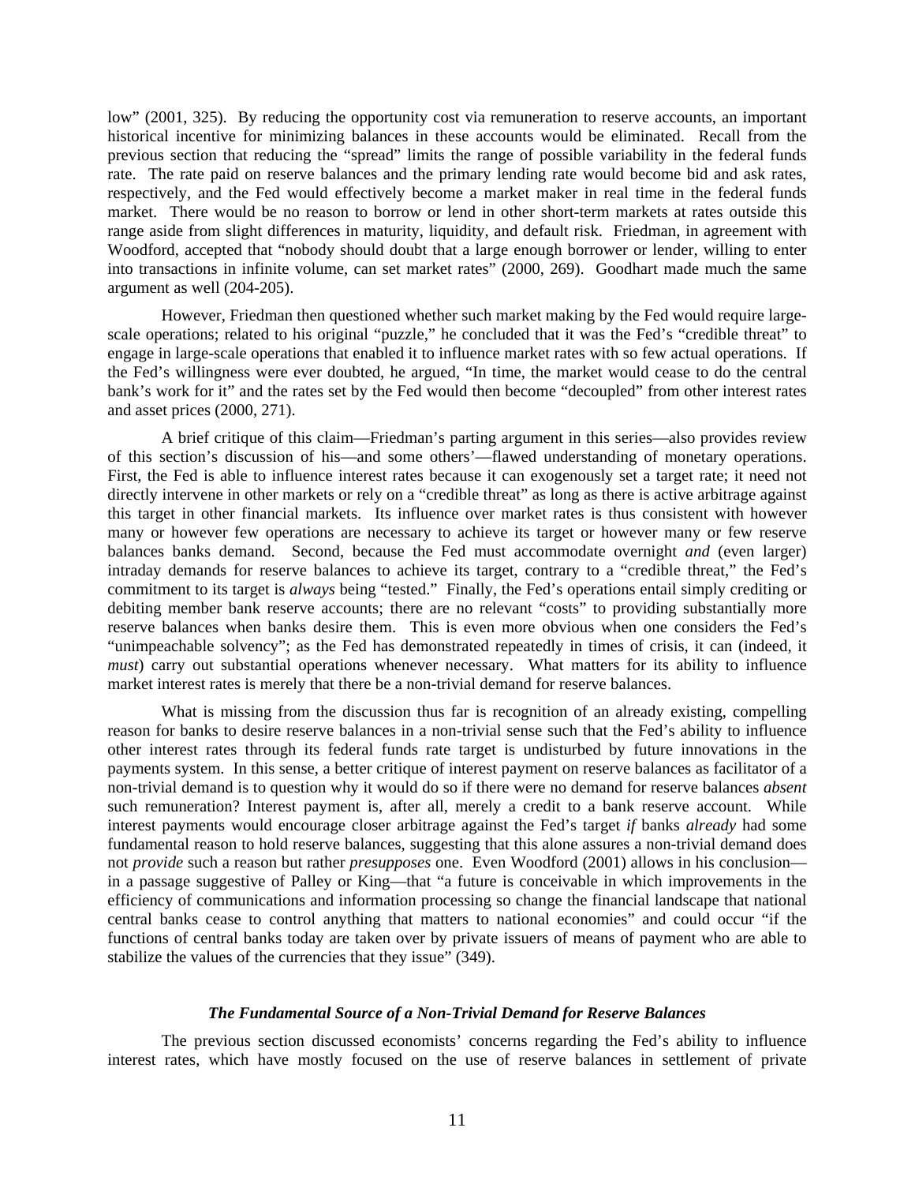low" (2001, 325). By reducing the opportunity cost via remuneration to reserve accounts, an important historical incentive for minimizing balances in these accounts would be eliminated. Recall from the previous section that reducing the "spread" limits the range of possible variability in the federal funds rate. The rate paid on reserve balances and the primary lending rate would become bid and ask rates, respectively, and the Fed would effectively become a market maker in real time in the federal funds market. There would be no reason to borrow or lend in other short-term markets at rates outside this range aside from slight differences in maturity, liquidity, and default risk. Friedman, in agreement with Woodford, accepted that "nobody should doubt that a large enough borrower or lender, willing to enter into transactions in infinite volume, can set market rates" (2000, 269). Goodhart made much the same argument as well (204-205).

However, Friedman then questioned whether such market making by the Fed would require large-scale operations; related to his original "puzzle," he concluded that it was the Fed's "credible threat" to engage in large-scale operations that enabled it to influence market rates with so few actual operations. If the Fed's willingness were ever doubted, he argued, "In time, the market would cease to do the central bank's work for it" and the rates set by the Fed would then become "decoupled" from other interest rates and asset prices (2000, 271).

A brief critique of this claim—Friedman's parting argument in this series—also provides review of this section's discussion of his—and some others'—flawed understanding of monetary operations. First, the Fed is able to influence interest rates because it can exogenously set a target rate; it need not directly intervene in other markets or rely on a "credible threat" as long as there is active arbitrage against this target in other financial markets. Its influence over market rates is thus consistent with however many or however few operations are necessary to achieve its target or however many or few reserve balances banks demand. Second, because the Fed must accommodate overnight *and* (even larger) intraday demands for reserve balances to achieve its target, contrary to a "credible threat," the Fed's commitment to its target is *always* being "tested." Finally, the Fed's operations entail simply crediting or debiting member bank reserve accounts; there are no relevant "costs" to providing substantially more reserve balances when banks desire them. This is even more obvious when one considers the Fed's "unimpeachable solvency"; as the Fed has demonstrated repeatedly in times of crisis, it can (indeed, it *must*) carry out substantial operations whenever necessary. What matters for its ability to influence market interest rates is merely that there be a non-trivial demand for reserve balances.

What is missing from the discussion thus far is recognition of an already existing, compelling reason for banks to desire reserve balances in a non-trivial sense such that the Fed's ability to influence other interest rates through its federal funds rate target is undisturbed by future innovations in the payments system. In this sense, a better critique of interest payment on reserve balances as facilitator of a non-trivial demand is to question why it would do so if there were no demand for reserve balances *absent* such remuneration? Interest payment is, after all, merely a credit to a bank reserve account. While interest payments would encourage closer arbitrage against the Fed's target *if* banks *already* had some fundamental reason to hold reserve balances, suggesting that this alone assures a non-trivial demand does not *provide* such a reason but rather *presupposes* one. Even Woodford (2001) allows in his conclusion—in a passage suggestive of Palley or King—that "a future is conceivable in which improvements in the efficiency of communications and information processing so change the financial landscape that national central banks cease to control anything that matters to national economies" and could occur "if the functions of central banks today are taken over by private issuers of means of payment who are able to stabilize the values of the currencies that they issue" (349).

### *The Fundamental Source of a Non-Trivial Demand for Reserve Balances*

The previous section discussed economists' concerns regarding the Fed's ability to influence interest rates, which have mostly focused on the use of reserve balances in settlement of private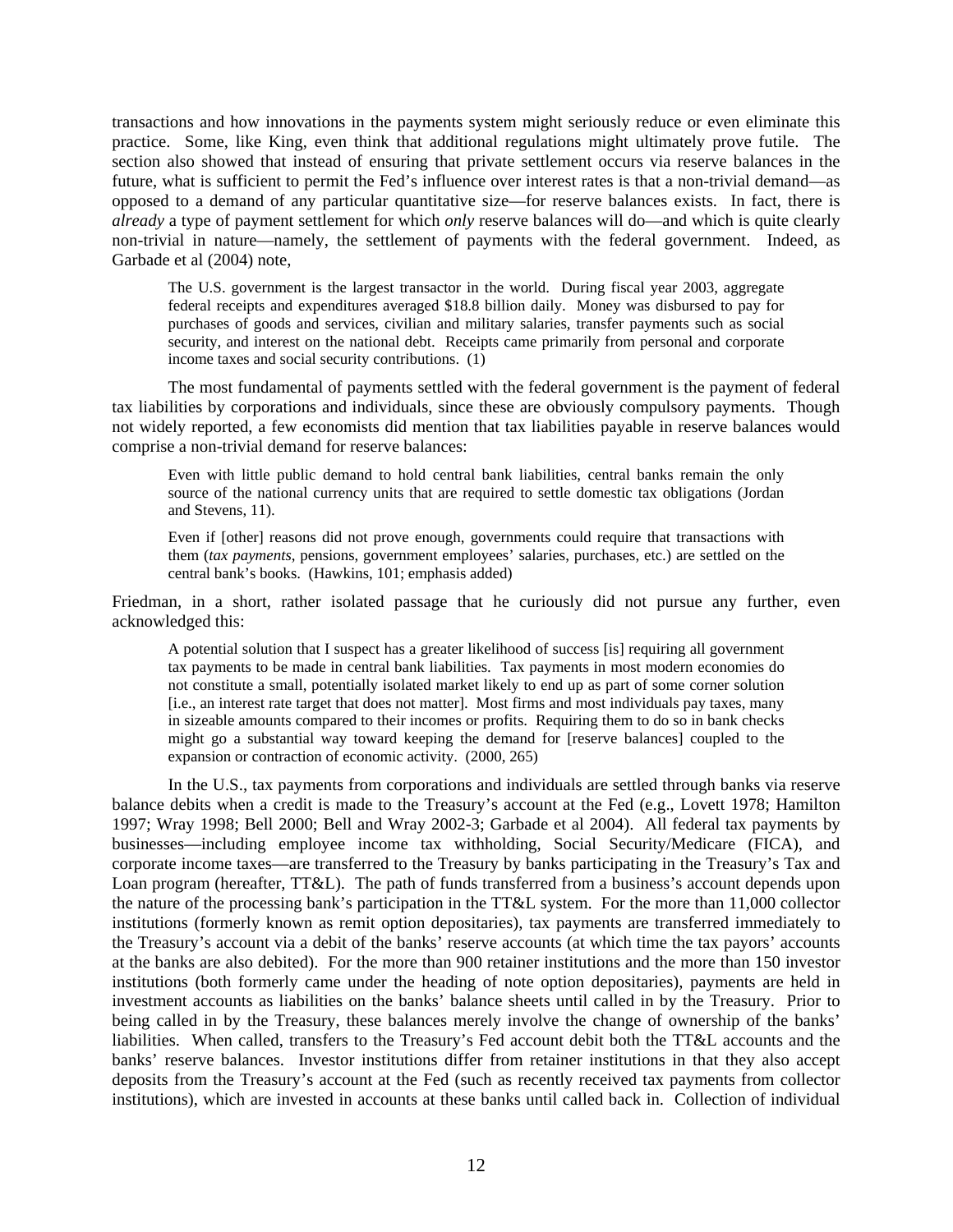transactions and how innovations in the payments system might seriously reduce or even eliminate this practice. Some, like King, even think that additional regulations might ultimately prove futile. The section also showed that instead of ensuring that private settlement occurs via reserve balances in the future, what is sufficient to permit the Fed's influence over interest rates is that a non-trivial demand—as opposed to a demand of any particular quantitative size—for reserve balances exists. In fact, there is *already* a type of payment settlement for which *only* reserve balances will do—and which is quite clearly non-trivial in nature—namely, the settlement of payments with the federal government. Indeed, as Garbade et al (2004) note,

> The U.S. government is the largest transactor in the world. During fiscal year 2003, aggregate federal receipts and expenditures averaged $18.8 billion daily. Money was disbursed to pay for purchases of goods and services, civilian and military salaries, transfer payments such as social security, and interest on the national debt. Receipts came primarily from personal and corporate income taxes and social security contributions. (1)

The most fundamental of payments settled with the federal government is the payment of federal tax liabilities by corporations and individuals, since these are obviously compulsory payments. Though not widely reported, a few economists did mention that tax liabilities payable in reserve balances would comprise a non-trivial demand for reserve balances:

> Even with little public demand to hold central bank liabilities, central banks remain the only source of the national currency units that are required to settle domestic tax obligations (Jordan and Stevens, 11).

> Even if [other] reasons did not prove enough, governments could require that transactions with them (*tax payments*, pensions, government employees' salaries, purchases, etc.) are settled on the central bank's books. (Hawkins, 101; emphasis added)

Friedman, in a short, rather isolated passage that he curiously did not pursue any further, even acknowledged this:

> A potential solution that I suspect has a greater likelihood of success [is] requiring all government tax payments to be made in central bank liabilities. Tax payments in most modern economies do not constitute a small, potentially isolated market likely to end up as part of some corner solution [i.e., an interest rate target that does not matter]. Most firms and most individuals pay taxes, many in sizeable amounts compared to their incomes or profits. Requiring them to do so in bank checks might go a substantial way toward keeping the demand for [reserve balances] coupled to the expansion or contraction of economic activity. (2000, 265)

In the U.S., tax payments from corporations and individuals are settled through banks via reserve balance debits when a credit is made to the Treasury's account at the Fed (e.g., Lovett 1978; Hamilton 1997; Wray 1998; Bell 2000; Bell and Wray 2002-3; Garbade et al 2004). All federal tax payments by businesses—including employee income tax withholding, Social Security/Medicare (FICA), and corporate income taxes—are transferred to the Treasury by banks participating in the Treasury's Tax and Loan program (hereafter, TT&L). The path of funds transferred from a business's account depends upon the nature of the processing bank's participation in the TT&L system. For the more than 11,000 collector institutions (formerly known as remit option depositaries), tax payments are transferred immediately to the Treasury's account via a debit of the banks' reserve accounts (at which time the tax payors' accounts at the banks are also debited). For the more than 900 retainer institutions and the more than 150 investor institutions (both formerly came under the heading of note option depositaries), payments are held in investment accounts as liabilities on the banks' balance sheets until called in by the Treasury. Prior to being called in by the Treasury, these balances merely involve the change of ownership of the banks' liabilities. When called, transfers to the Treasury's Fed account debit both the TT&L accounts and the banks' reserve balances. Investor institutions differ from retainer institutions in that they also accept deposits from the Treasury's account at the Fed (such as recently received tax payments from collector institutions), which are invested in accounts at these banks until called back in. Collection of individual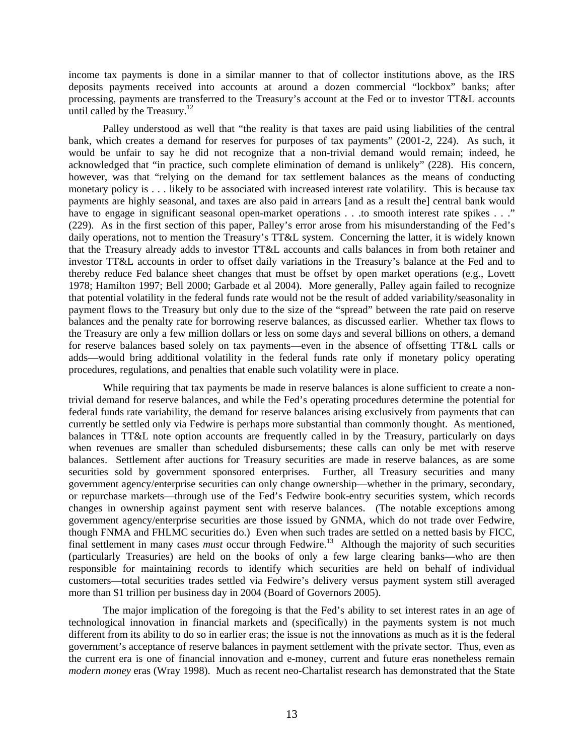income tax payments is done in a similar manner to that of collector institutions above, as the IRS deposits payments received into accounts at around a dozen commercial "lockbox" banks; after processing, payments are transferred to the Treasury's account at the Fed or to investor TT&L accounts until called by the Treasury.[12]

Palley understood as well that "the reality is that taxes are paid using liabilities of the central bank, which creates a demand for reserves for purposes of tax payments" (2001-2, 224). As such, it would be unfair to say he did not recognize that a non-trivial demand would remain; indeed, he acknowledged that "in practice, such complete elimination of demand is unlikely" (228). His concern, however, was that "relying on the demand for tax settlement balances as the means of conducting monetary policy is . . . likely to be associated with increased interest rate volatility. This is because tax payments are highly seasonal, and taxes are also paid in arrears [and as a result the] central bank would have to engage in significant seasonal open-market operations . . .to smooth interest rate spikes . . ." (229). As in the first section of this paper, Palley's error arose from his misunderstanding of the Fed's daily operations, not to mention the Treasury's TT&L system. Concerning the latter, it is widely known that the Treasury already adds to investor TT&L accounts and calls balances in from both retainer and investor TT&L accounts in order to offset daily variations in the Treasury's balance at the Fed and to thereby reduce Fed balance sheet changes that must be offset by open market operations (e.g., Lovett 1978; Hamilton 1997; Bell 2000; Garbade et al 2004). More generally, Palley again failed to recognize that potential volatility in the federal funds rate would not be the result of added variability/seasonality in payment flows to the Treasury but only due to the size of the "spread" between the rate paid on reserve balances and the penalty rate for borrowing reserve balances, as discussed earlier. Whether tax flows to the Treasury are only a few million dollars or less on some days and several billions on others, a demand for reserve balances based solely on tax payments—even in the absence of offsetting TT&L calls or adds—would bring additional volatility in the federal funds rate only if monetary policy operating procedures, regulations, and penalties that enable such volatility were in place.

While requiring that tax payments be made in reserve balances is alone sufficient to create a non-trivial demand for reserve balances, and while the Fed's operating procedures determine the potential for federal funds rate variability, the demand for reserve balances arising exclusively from payments that can currently be settled only via Fedwire is perhaps more substantial than commonly thought. As mentioned, balances in TT&L note option accounts are frequently called in by the Treasury, particularly on days when revenues are smaller than scheduled disbursements; these calls can only be met with reserve balances. Settlement after auctions for Treasury securities are made in reserve balances, as are some securities sold by government sponsored enterprises. Further, all Treasury securities and many government agency/enterprise securities can only change ownership—whether in the primary, secondary, or repurchase markets—through use of the Fed's Fedwire book-entry securities system, which records changes in ownership against payment sent with reserve balances. (The notable exceptions among government agency/enterprise securities are those issued by GNMA, which do not trade over Fedwire, though FNMA and FHLMC securities do.) Even when such trades are settled on a netted basis by FICC, final settlement in many cases *must* occur through Fedwire.[13] Although the majority of such securities (particularly Treasuries) are held on the books of only a few large clearing banks—who are then responsible for maintaining records to identify which securities are held on behalf of individual customers—total securities trades settled via Fedwire's delivery versus payment system still averaged more than $1 trillion per business day in 2004 (Board of Governors 2005).

The major implication of the foregoing is that the Fed's ability to set interest rates in an age of technological innovation in financial markets and (specifically) in the payments system is not much different from its ability to do so in earlier eras; the issue is not the innovations as much as it is the federal government's acceptance of reserve balances in payment settlement with the private sector. Thus, even as the current era is one of financial innovation and e-money, current and future eras nonetheless remain *modern money* eras (Wray 1998). Much as recent neo-Chartalist research has demonstrated that the State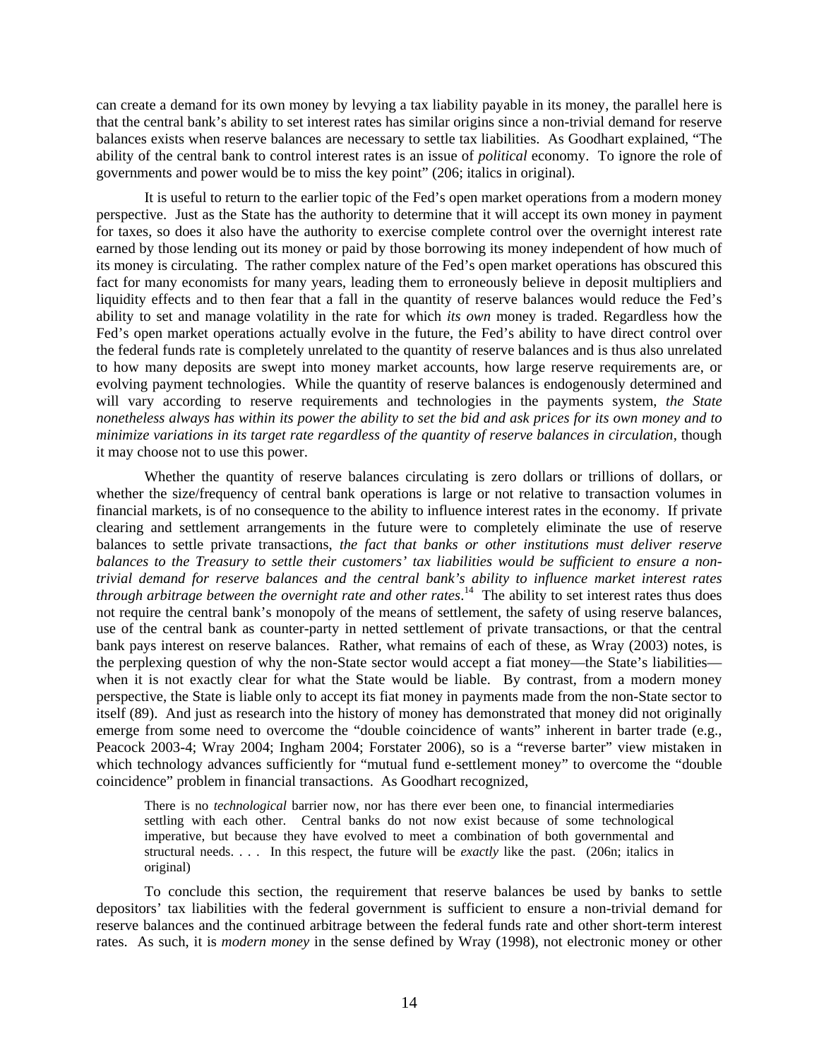can create a demand for its own money by levying a tax liability payable in its money, the parallel here is that the central bank's ability to set interest rates has similar origins since a non-trivial demand for reserve balances exists when reserve balances are necessary to settle tax liabilities. As Goodhart explained, "The ability of the central bank to control interest rates is an issue of *political* economy. To ignore the role of governments and power would be to miss the key point" (206; italics in original).

It is useful to return to the earlier topic of the Fed's open market operations from a modern money perspective. Just as the State has the authority to determine that it will accept its own money in payment for taxes, so does it also have the authority to exercise complete control over the overnight interest rate earned by those lending out its money or paid by those borrowing its money independent of how much of its money is circulating. The rather complex nature of the Fed's open market operations has obscured this fact for many economists for many years, leading them to erroneously believe in deposit multipliers and liquidity effects and to then fear that a fall in the quantity of reserve balances would reduce the Fed's ability to set and manage volatility in the rate for which *its own* money is traded. Regardless how the Fed's open market operations actually evolve in the future, the Fed's ability to have direct control over the federal funds rate is completely unrelated to the quantity of reserve balances and is thus also unrelated to how many deposits are swept into money market accounts, how large reserve requirements are, or evolving payment technologies. While the quantity of reserve balances is endogenously determined and will vary according to reserve requirements and technologies in the payments system, *the State nonetheless always has within its power the ability to set the bid and ask prices for its own money and to minimize variations in its target rate regardless of the quantity of reserve balances in circulation*, though it may choose not to use this power.

Whether the quantity of reserve balances circulating is zero dollars or trillions of dollars, or whether the size/frequency of central bank operations is large or not relative to transaction volumes in financial markets, is of no consequence to the ability to influence interest rates in the economy. If private clearing and settlement arrangements in the future were to completely eliminate the use of reserve balances to settle private transactions, *the fact that banks or other institutions must deliver reserve balances to the Treasury to settle their customers' tax liabilities would be sufficient to ensure a non-trivial demand for reserve balances and the central bank's ability to influence market interest rates through arbitrage between the overnight rate and other rates*.[14] The ability to set interest rates thus does not require the central bank's monopoly of the means of settlement, the safety of using reserve balances, use of the central bank as counter-party in netted settlement of private transactions, or that the central bank pays interest on reserve balances. Rather, what remains of each of these, as Wray (2003) notes, is the perplexing question of why the non-State sector would accept a fiat money—the State's liabilities—when it is not exactly clear for what the State would be liable. By contrast, from a modern money perspective, the State is liable only to accept its fiat money in payments made from the non-State sector to itself (89). And just as research into the history of money has demonstrated that money did not originally emerge from some need to overcome the "double coincidence of wants" inherent in barter trade (e.g., Peacock 2003-4; Wray 2004; Ingham 2004; Forstater 2006), so is a "reverse barter" view mistaken in which technology advances sufficiently for "mutual fund e-settlement money" to overcome the "double coincidence" problem in financial transactions. As Goodhart recognized,

> There is no *technological* barrier now, nor has there ever been one, to financial intermediaries settling with each other. Central banks do not now exist because of some technological imperative, but because they have evolved to meet a combination of both governmental and structural needs. . . . In this respect, the future will be *exactly* like the past. (206n; italics in original)

To conclude this section, the requirement that reserve balances be used by banks to settle depositors' tax liabilities with the federal government is sufficient to ensure a non-trivial demand for reserve balances and the continued arbitrage between the federal funds rate and other short-term interest rates. As such, it is *modern money* in the sense defined by Wray (1998), not electronic money or other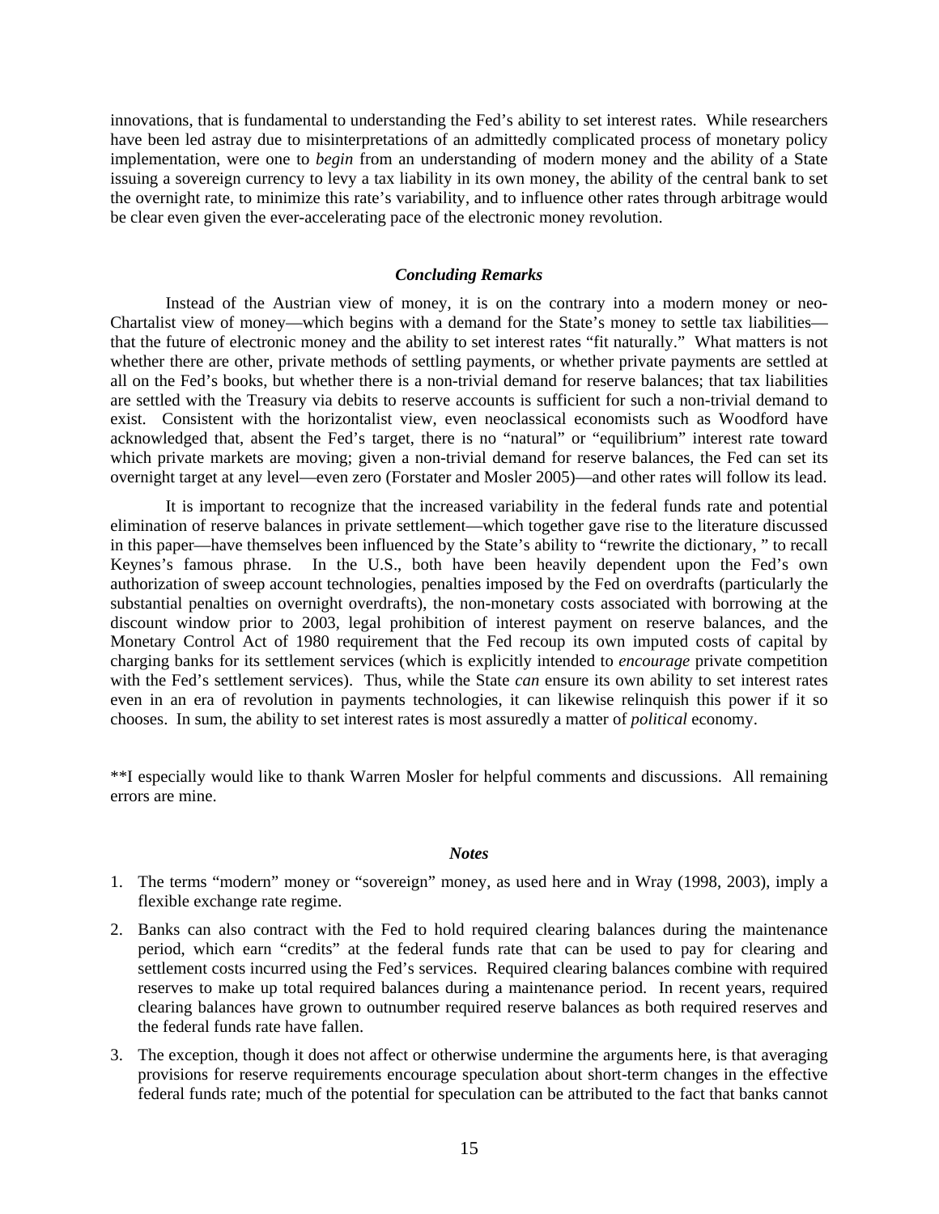innovations, that is fundamental to understanding the Fed's ability to set interest rates. While researchers have been led astray due to misinterpretations of an admittedly complicated process of monetary policy implementation, were one to *begin* from an understanding of modern money and the ability of a State issuing a sovereign currency to levy a tax liability in its own money, the ability of the central bank to set the overnight rate, to minimize this rate's variability, and to influence other rates through arbitrage would be clear even given the ever-accelerating pace of the electronic money revolution.

### *Concluding Remarks*

Instead of the Austrian view of money, it is on the contrary into a modern money or neo-Chartalist view of money—which begins with a demand for the State's money to settle tax liabilities—that the future of electronic money and the ability to set interest rates "fit naturally." What matters is not whether there are other, private methods of settling payments, or whether private payments are settled at all on the Fed's books, but whether there is a non-trivial demand for reserve balances; that tax liabilities are settled with the Treasury via debits to reserve accounts is sufficient for such a non-trivial demand to exist. Consistent with the horizontalist view, even neoclassical economists such as Woodford have acknowledged that, absent the Fed's target, there is no "natural" or "equilibrium" interest rate toward which private markets are moving; given a non-trivial demand for reserve balances, the Fed can set its overnight target at any level—even zero (Forstater and Mosler 2005)—and other rates will follow its lead.

It is important to recognize that the increased variability in the federal funds rate and potential elimination of reserve balances in private settlement—which together gave rise to the literature discussed in this paper—have themselves been influenced by the State's ability to "rewrite the dictionary, " to recall Keynes's famous phrase. In the U.S., both have been heavily dependent upon the Fed's own authorization of sweep account technologies, penalties imposed by the Fed on overdrafts (particularly the substantial penalties on overnight overdrafts), the non-monetary costs associated with borrowing at the discount window prior to 2003, legal prohibition of interest payment on reserve balances, and the Monetary Control Act of 1980 requirement that the Fed recoup its own imputed costs of capital by charging banks for its settlement services (which is explicitly intended to *encourage* private competition with the Fed's settlement services). Thus, while the State *can* ensure its own ability to set interest rates even in an era of revolution in payments technologies, it can likewise relinquish this power if it so chooses. In sum, the ability to set interest rates is most assuredly a matter of *political* economy.

**I especially would like to thank Warren Mosler for helpful comments and discussions. All remaining errors are mine.

### *Notes*

1. The terms "modern" money or "sovereign" money, as used here and in Wray (1998, 2003), imply a flexible exchange rate regime.
2. Banks can also contract with the Fed to hold required clearing balances during the maintenance period, which earn "credits" at the federal funds rate that can be used to pay for clearing and settlement costs incurred using the Fed's services. Required clearing balances combine with required reserves to make up total required balances during a maintenance period. In recent years, required clearing balances have grown to outnumber required reserve balances as both required reserves and the federal funds rate have fallen.
3. The exception, though it does not affect or otherwise undermine the arguments here, is that averaging provisions for reserve requirements encourage speculation about short-term changes in the effective federal funds rate; much of the potential for speculation can be attributed to the fact that banks cannot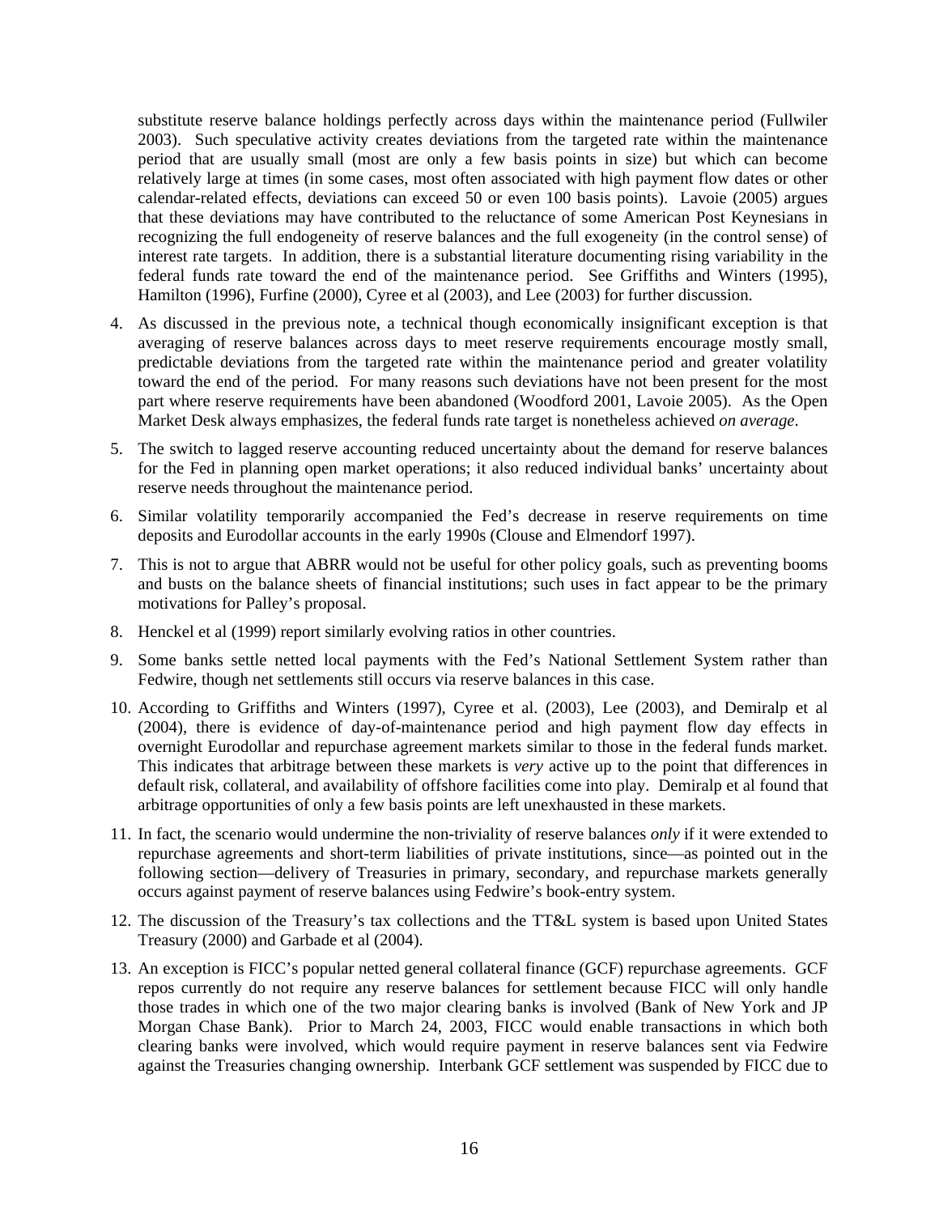substitute reserve balance holdings perfectly across days within the maintenance period (Fullwiler 2003). Such speculative activity creates deviations from the targeted rate within the maintenance period that are usually small (most are only a few basis points in size) but which can become relatively large at times (in some cases, most often associated with high payment flow dates or other calendar-related effects, deviations can exceed 50 or even 100 basis points). Lavoie (2005) argues that these deviations may have contributed to the reluctance of some American Post Keynesians in recognizing the full endogeneity of reserve balances and the full exogeneity (in the control sense) of interest rate targets. In addition, there is a substantial literature documenting rising variability in the federal funds rate toward the end of the maintenance period. See Griffiths and Winters (1995), Hamilton (1996), Furfine (2000), Cyree et al (2003), and Lee (2003) for further discussion.

4. As discussed in the previous note, a technical though economically insignificant exception is that averaging of reserve balances across days to meet reserve requirements encourage mostly small, predictable deviations from the targeted rate within the maintenance period and greater volatility toward the end of the period. For many reasons such deviations have not been present for the most part where reserve requirements have been abandoned (Woodford 2001, Lavoie 2005). As the Open Market Desk always emphasizes, the federal funds rate target is nonetheless achieved *on average*.

5. The switch to lagged reserve accounting reduced uncertainty about the demand for reserve balances for the Fed in planning open market operations; it also reduced individual banks' uncertainty about reserve needs throughout the maintenance period.

6. Similar volatility temporarily accompanied the Fed's decrease in reserve requirements on time deposits and Eurodollar accounts in the early 1990s (Clouse and Elmendorf 1997).

7. This is not to argue that ABRR would not be useful for other policy goals, such as preventing booms and busts on the balance sheets of financial institutions; such uses in fact appear to be the primary motivations for Palley's proposal.

8. Henckel et al (1999) report similarly evolving ratios in other countries.

9. Some banks settle netted local payments with the Fed's National Settlement System rather than Fedwire, though net settlements still occurs via reserve balances in this case.

10. According to Griffiths and Winters (1997), Cyree et al. (2003), Lee (2003), and Demiralp et al (2004), there is evidence of day-of-maintenance period and high payment flow day effects in overnight Eurodollar and repurchase agreement markets similar to those in the federal funds market. This indicates that arbitrage between these markets is *very* active up to the point that differences in default risk, collateral, and availability of offshore facilities come into play. Demiralp et al found that arbitrage opportunities of only a few basis points are left unexhausted in these markets.

11. In fact, the scenario would undermine the non-triviality of reserve balances *only* if it were extended to repurchase agreements and short-term liabilities of private institutions, since—as pointed out in the following section—delivery of Treasuries in primary, secondary, and repurchase markets generally occurs against payment of reserve balances using Fedwire's book-entry system.

12. The discussion of the Treasury's tax collections and the TT&L system is based upon United States Treasury (2000) and Garbade et al (2004).

13. An exception is FICC's popular netted general collateral finance (GCF) repurchase agreements. GCF repos currently do not require any reserve balances for settlement because FICC will only handle those trades in which one of the two major clearing banks is involved (Bank of New York and JP Morgan Chase Bank). Prior to March 24, 2003, FICC would enable transactions in which both clearing banks were involved, which would require payment in reserve balances sent via Fedwire against the Treasuries changing ownership. Interbank GCF settlement was suspended by FICC due to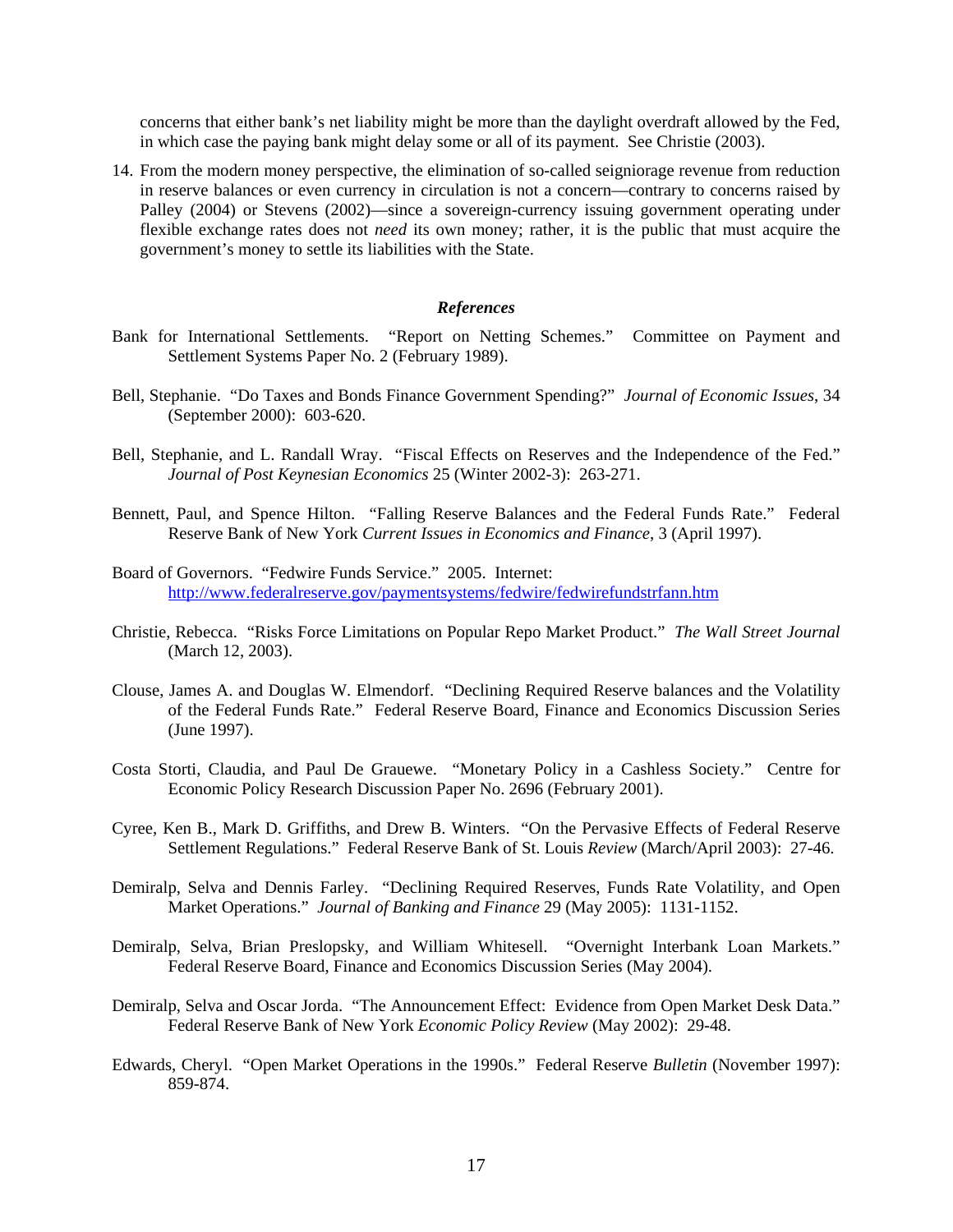concerns that either bank's net liability might be more than the daylight overdraft allowed by the Fed, in which case the paying bank might delay some or all of its payment. See Christie (2003).

14. From the modern money perspective, the elimination of so-called seigniorage revenue from reduction in reserve balances or even currency in circulation is not a concern—contrary to concerns raised by Palley (2004) or Stevens (2002)—since a sovereign-currency issuing government operating under flexible exchange rates does not *need* its own money; rather, it is the public that must acquire the government's money to settle its liabilities with the State.

## *References*

Bank for International Settlements. "Report on Netting Schemes." Committee on Payment and Settlement Systems Paper No. 2 (February 1989).

Bell, Stephanie. "Do Taxes and Bonds Finance Government Spending?" *Journal of Economic Issues*, 34 (September 2000): 603-620.

Bell, Stephanie, and L. Randall Wray. "Fiscal Effects on Reserves and the Independence of the Fed." *Journal of Post Keynesian Economics* 25 (Winter 2002-3): 263-271.

Bennett, Paul, and Spence Hilton. "Falling Reserve Balances and the Federal Funds Rate." Federal Reserve Bank of New York *Current Issues in Economics and Finance*, 3 (April 1997).

Board of Governors. "Fedwire Funds Service." 2005. Internet: http://www.federalreserve.gov/paymentsystems/fedwire/fedwirefundstrfann.htm

Christie, Rebecca. "Risks Force Limitations on Popular Repo Market Product." *The Wall Street Journal* (March 12, 2003).

Clouse, James A. and Douglas W. Elmendorf. "Declining Required Reserve balances and the Volatility of the Federal Funds Rate." Federal Reserve Board, Finance and Economics Discussion Series (June 1997).

Costa Storti, Claudia, and Paul De Grauewe. "Monetary Policy in a Cashless Society." Centre for Economic Policy Research Discussion Paper No. 2696 (February 2001).

Cyree, Ken B., Mark D. Griffiths, and Drew B. Winters. "On the Pervasive Effects of Federal Reserve Settlement Regulations." Federal Reserve Bank of St. Louis *Review* (March/April 2003): 27-46.

Demiralp, Selva and Dennis Farley. "Declining Required Reserves, Funds Rate Volatility, and Open Market Operations." *Journal of Banking and Finance* 29 (May 2005): 1131-1152.

Demiralp, Selva, Brian Preslopsky, and William Whitesell. "Overnight Interbank Loan Markets." Federal Reserve Board, Finance and Economics Discussion Series (May 2004).

Demiralp, Selva and Oscar Jorda. "The Announcement Effect: Evidence from Open Market Desk Data." Federal Reserve Bank of New York *Economic Policy Review* (May 2002): 29-48.

Edwards, Cheryl. "Open Market Operations in the 1990s." Federal Reserve *Bulletin* (November 1997): 859-874.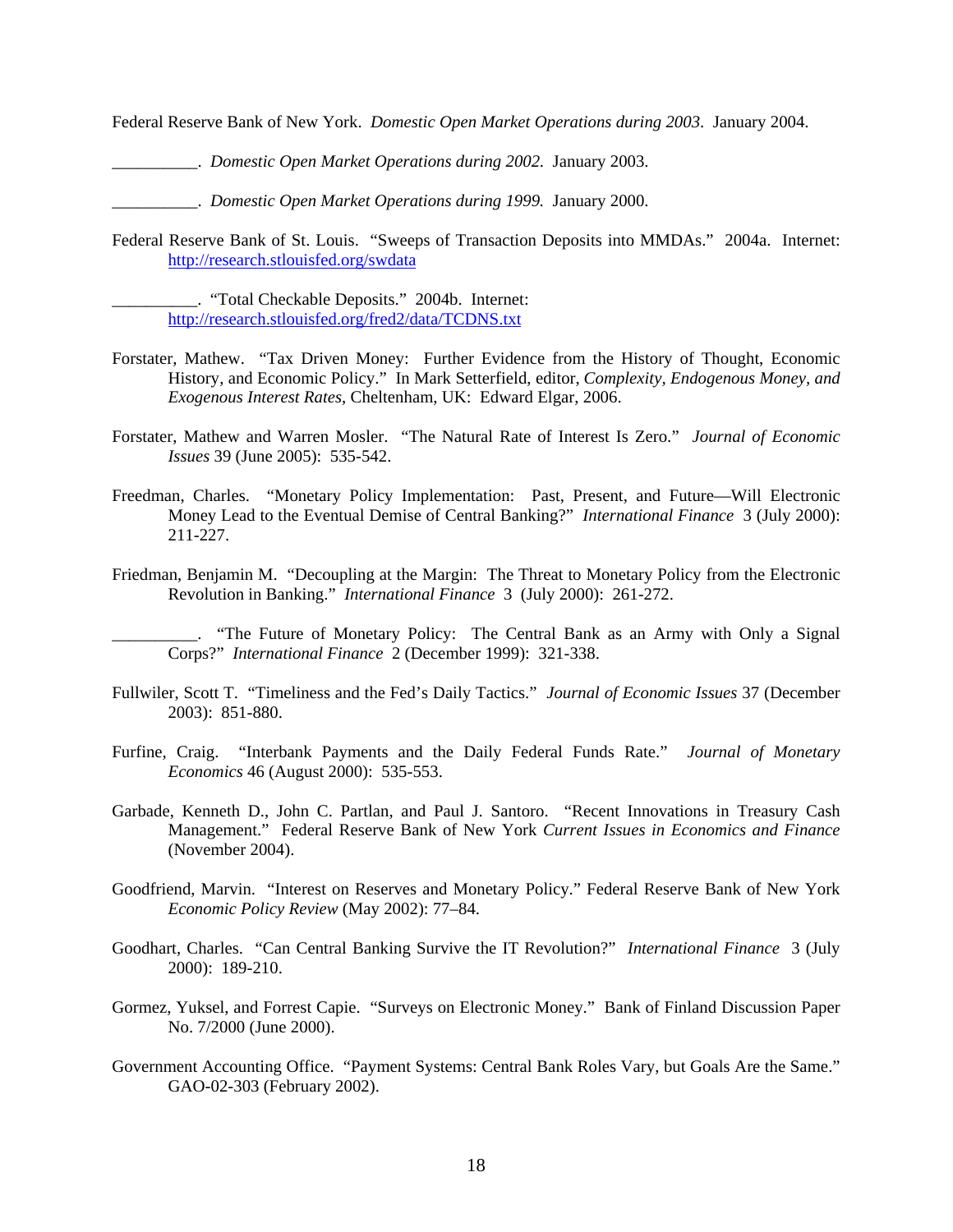Federal Reserve Bank of New York. *Domestic Open Market Operations during 2003*. January 2004.

__________. *Domestic Open Market Operations during 2002.* January 2003.

__________. *Domestic Open Market Operations during 1999.* January 2000.

Federal Reserve Bank of St. Louis. "Sweeps of Transaction Deposits into MMDAs." 2004a. Internet: http://research.stlouisfed.org/swdata

__________. "Total Checkable Deposits." 2004b. Internet: http://research.stlouisfed.org/fred2/data/TCDNS.txt

Forstater, Mathew. "Tax Driven Money: Further Evidence from the History of Thought, Economic History, and Economic Policy." In Mark Setterfield, editor, *Complexity, Endogenous Money, and Exogenous Interest Rates*, Cheltenham, UK: Edward Elgar, 2006.

Forstater, Mathew and Warren Mosler. "The Natural Rate of Interest Is Zero." *Journal of Economic Issues* 39 (June 2005): 535-542.

Freedman, Charles. "Monetary Policy Implementation: Past, Present, and Future—Will Electronic Money Lead to the Eventual Demise of Central Banking?" *International Finance* 3 (July 2000): 211-227.

Friedman, Benjamin M. "Decoupling at the Margin: The Threat to Monetary Policy from the Electronic Revolution in Banking." *International Finance* 3 (July 2000): 261-272.

__________. "The Future of Monetary Policy: The Central Bank as an Army with Only a Signal Corps?" *International Finance* 2 (December 1999): 321-338.

Fullwiler, Scott T. "Timeliness and the Fed's Daily Tactics." *Journal of Economic Issues* 37 (December 2003): 851-880.

Furfine, Craig. "Interbank Payments and the Daily Federal Funds Rate." *Journal of Monetary Economics* 46 (August 2000): 535-553.

Garbade, Kenneth D., John C. Partlan, and Paul J. Santoro. "Recent Innovations in Treasury Cash Management." Federal Reserve Bank of New York *Current Issues in Economics and Finance* (November 2004).

Goodfriend, Marvin. "Interest on Reserves and Monetary Policy." Federal Reserve Bank of New York *Economic Policy Review* (May 2002): 77–84.

Goodhart, Charles. "Can Central Banking Survive the IT Revolution?" *International Finance* 3 (July 2000): 189-210.

Gormez, Yuksel, and Forrest Capie. "Surveys on Electronic Money." Bank of Finland Discussion Paper No. 7/2000 (June 2000).

Government Accounting Office. "Payment Systems: Central Bank Roles Vary, but Goals Are the Same." GAO-02-303 (February 2002).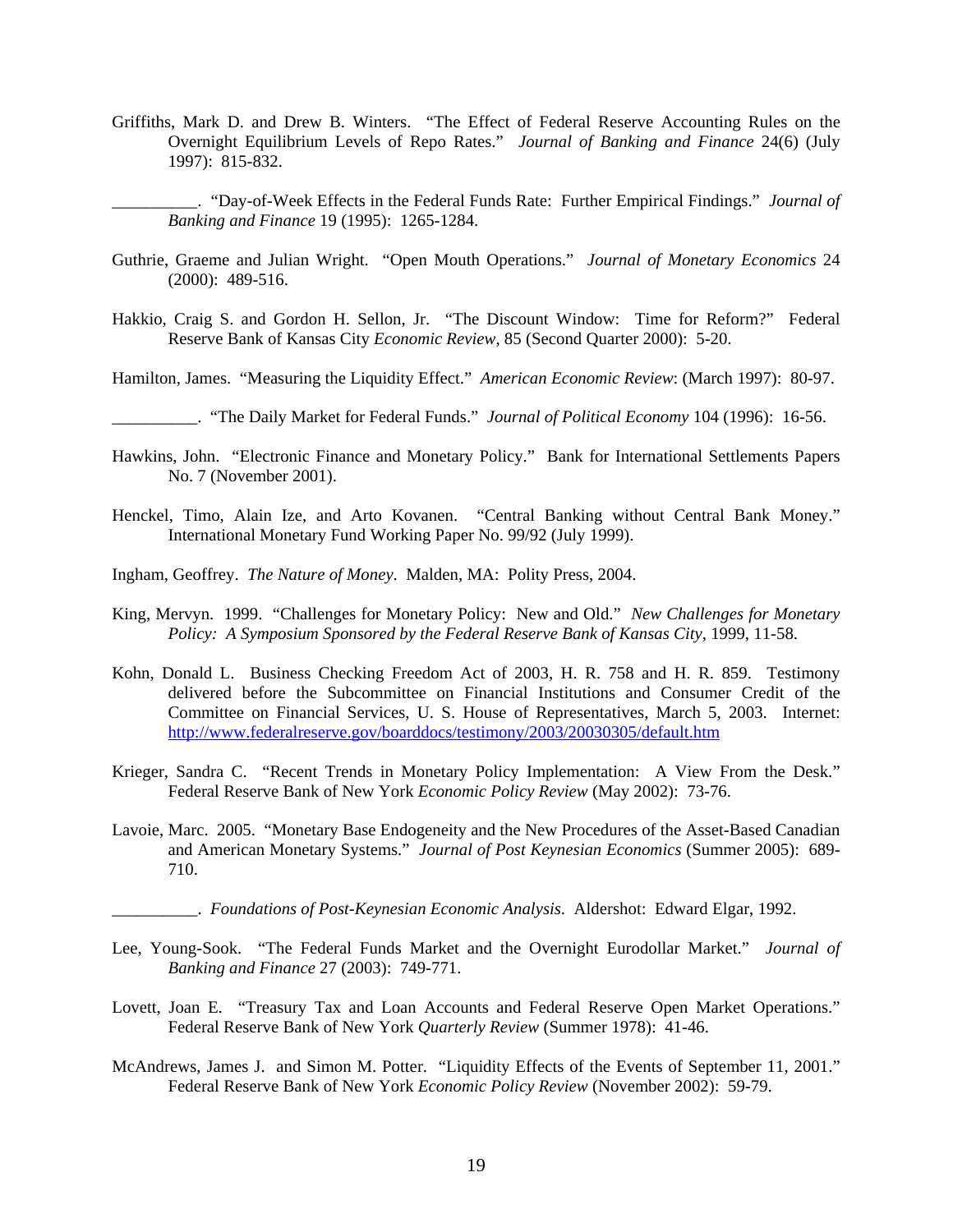Griffiths, Mark D. and Drew B. Winters. "The Effect of Federal Reserve Accounting Rules on the Overnight Equilibrium Levels of Repo Rates." *Journal of Banking and Finance* 24(6) (July 1997): 815-832.

__________. "Day-of-Week Effects in the Federal Funds Rate: Further Empirical Findings." *Journal of Banking and Finance* 19 (1995): 1265-1284.

Guthrie, Graeme and Julian Wright. "Open Mouth Operations." *Journal of Monetary Economics* 24 (2000): 489-516.

Hakkio, Craig S. and Gordon H. Sellon, Jr. "The Discount Window: Time for Reform?" Federal Reserve Bank of Kansas City *Economic Review*, 85 (Second Quarter 2000): 5-20.

Hamilton, James. "Measuring the Liquidity Effect." *American Economic Review*: (March 1997): 80-97.

__________. "The Daily Market for Federal Funds." *Journal of Political Economy* 104 (1996): 16-56.

Hawkins, John. "Electronic Finance and Monetary Policy." Bank for International Settlements Papers No. 7 (November 2001).

Henckel, Timo, Alain Ize, and Arto Kovanen. "Central Banking without Central Bank Money." International Monetary Fund Working Paper No. 99/92 (July 1999).

Ingham, Geoffrey. *The Nature of Money*. Malden, MA: Polity Press, 2004.

King, Mervyn. 1999. "Challenges for Monetary Policy: New and Old." *New Challenges for Monetary Policy: A Symposium Sponsored by the Federal Reserve Bank of Kansas City*, 1999, 11-58.

Kohn, Donald L. Business Checking Freedom Act of 2003, H. R. 758 and H. R. 859. Testimony delivered before the Subcommittee on Financial Institutions and Consumer Credit of the Committee on Financial Services, U. S. House of Representatives, March 5, 2003. Internet: http://www.federalreserve.gov/boarddocs/testimony/2003/20030305/default.htm

Krieger, Sandra C. "Recent Trends in Monetary Policy Implementation: A View From the Desk." Federal Reserve Bank of New York *Economic Policy Review* (May 2002): 73-76.

Lavoie, Marc. 2005. "Monetary Base Endogeneity and the New Procedures of the Asset-Based Canadian and American Monetary Systems." *Journal of Post Keynesian Economics* (Summer 2005): 689-710.

__________. *Foundations of Post-Keynesian Economic Analysis*. Aldershot: Edward Elgar, 1992.

Lee, Young-Sook. "The Federal Funds Market and the Overnight Eurodollar Market." *Journal of Banking and Finance* 27 (2003): 749-771.

Lovett, Joan E. "Treasury Tax and Loan Accounts and Federal Reserve Open Market Operations." Federal Reserve Bank of New York *Quarterly Review* (Summer 1978): 41-46.

McAndrews, James J. and Simon M. Potter. "Liquidity Effects of the Events of September 11, 2001." Federal Reserve Bank of New York *Economic Policy Review* (November 2002): 59-79.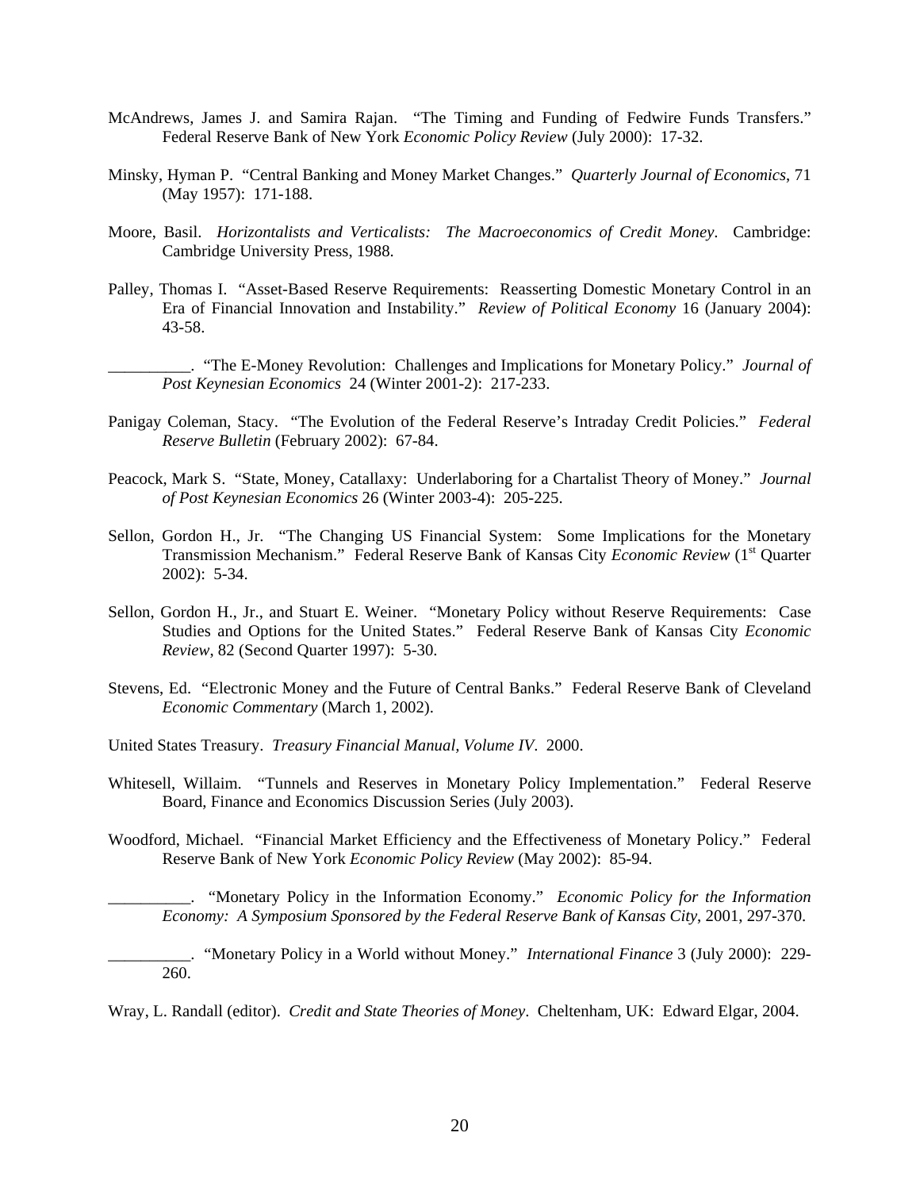McAndrews, James J. and Samira Rajan. "The Timing and Funding of Fedwire Funds Transfers." Federal Reserve Bank of New York *Economic Policy Review* (July 2000): 17-32.

Minsky, Hyman P. "Central Banking and Money Market Changes." *Quarterly Journal of Economics*, 71 (May 1957): 171-188.

Moore, Basil. *Horizontalists and Verticalists: The Macroeconomics of Credit Money*. Cambridge: Cambridge University Press, 1988.

Palley, Thomas I. "Asset-Based Reserve Requirements: Reasserting Domestic Monetary Control in an Era of Financial Innovation and Instability." *Review of Political Economy* 16 (January 2004): 43-58.

__________. "The E-Money Revolution: Challenges and Implications for Monetary Policy." *Journal of Post Keynesian Economics* 24 (Winter 2001-2): 217-233.

Panigay Coleman, Stacy. "The Evolution of the Federal Reserve's Intraday Credit Policies." *Federal Reserve Bulletin* (February 2002): 67-84.

Peacock, Mark S. "State, Money, Catallaxy: Underlaboring for a Chartalist Theory of Money." *Journal of Post Keynesian Economics* 26 (Winter 2003-4): 205-225.

Sellon, Gordon H., Jr. "The Changing US Financial System: Some Implications for the Monetary Transmission Mechanism." Federal Reserve Bank of Kansas City *Economic Review* (1st Quarter 2002): 5-34.

Sellon, Gordon H., Jr., and Stuart E. Weiner. "Monetary Policy without Reserve Requirements: Case Studies and Options for the United States." Federal Reserve Bank of Kansas City *Economic Review*, 82 (Second Quarter 1997): 5-30.

Stevens, Ed. "Electronic Money and the Future of Central Banks." Federal Reserve Bank of Cleveland *Economic Commentary* (March 1, 2002).

United States Treasury. *Treasury Financial Manual, Volume IV*. 2000.

Whitesell, Willaim. "Tunnels and Reserves in Monetary Policy Implementation." Federal Reserve Board, Finance and Economics Discussion Series (July 2003).

Woodford, Michael. "Financial Market Efficiency and the Effectiveness of Monetary Policy." Federal Reserve Bank of New York *Economic Policy Review* (May 2002): 85-94.

__________. "Monetary Policy in the Information Economy." *Economic Policy for the Information Economy: A Symposium Sponsored by the Federal Reserve Bank of Kansas City*, 2001, 297-370.

__________. "Monetary Policy in a World without Money." *International Finance* 3 (July 2000): 229-260.

Wray, L. Randall (editor). *Credit and State Theories of Money*. Cheltenham, UK: Edward Elgar, 2004.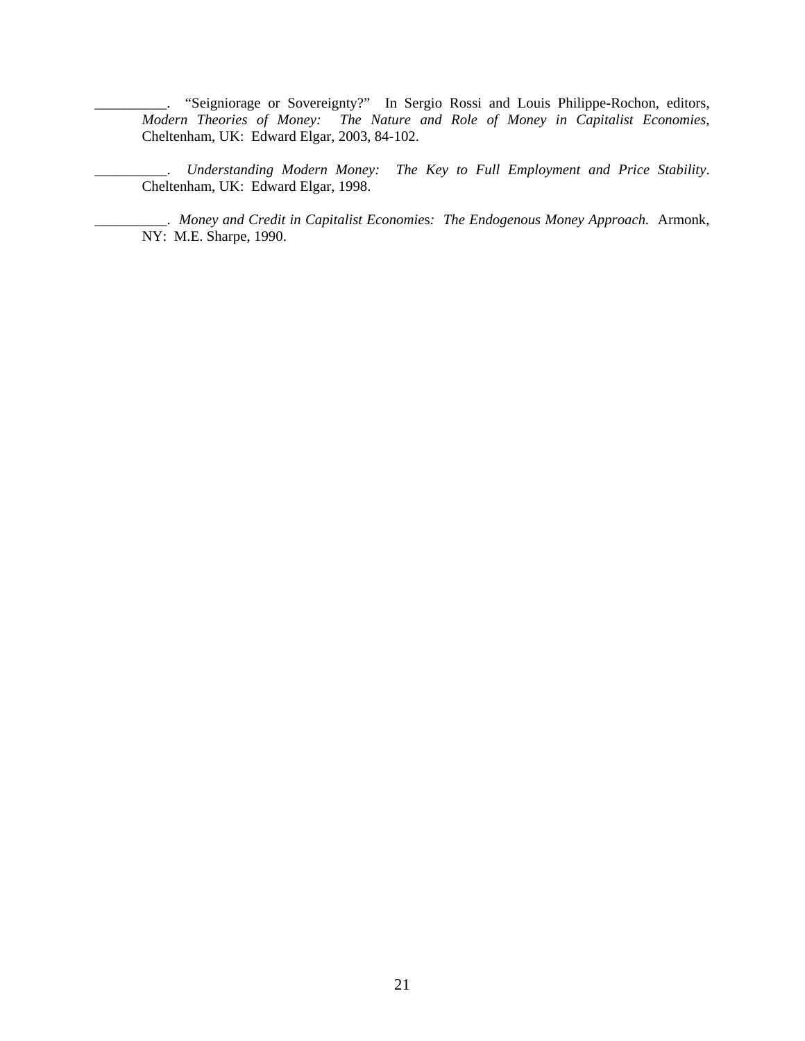__________. "Seigniorage or Sovereignty?" In Sergio Rossi and Louis Philippe-Rochon, editors, *Modern Theories of Money: The Nature and Role of Money in Capitalist Economies*, Cheltenham, UK: Edward Elgar, 2003, 84-102.

__________. *Understanding Modern Money: The Key to Full Employment and Price Stability*. Cheltenham, UK: Edward Elgar, 1998.

__________. *Money and Credit in Capitalist Economies: The Endogenous Money Approach.* Armonk, NY: M.E. Sharpe, 1990.